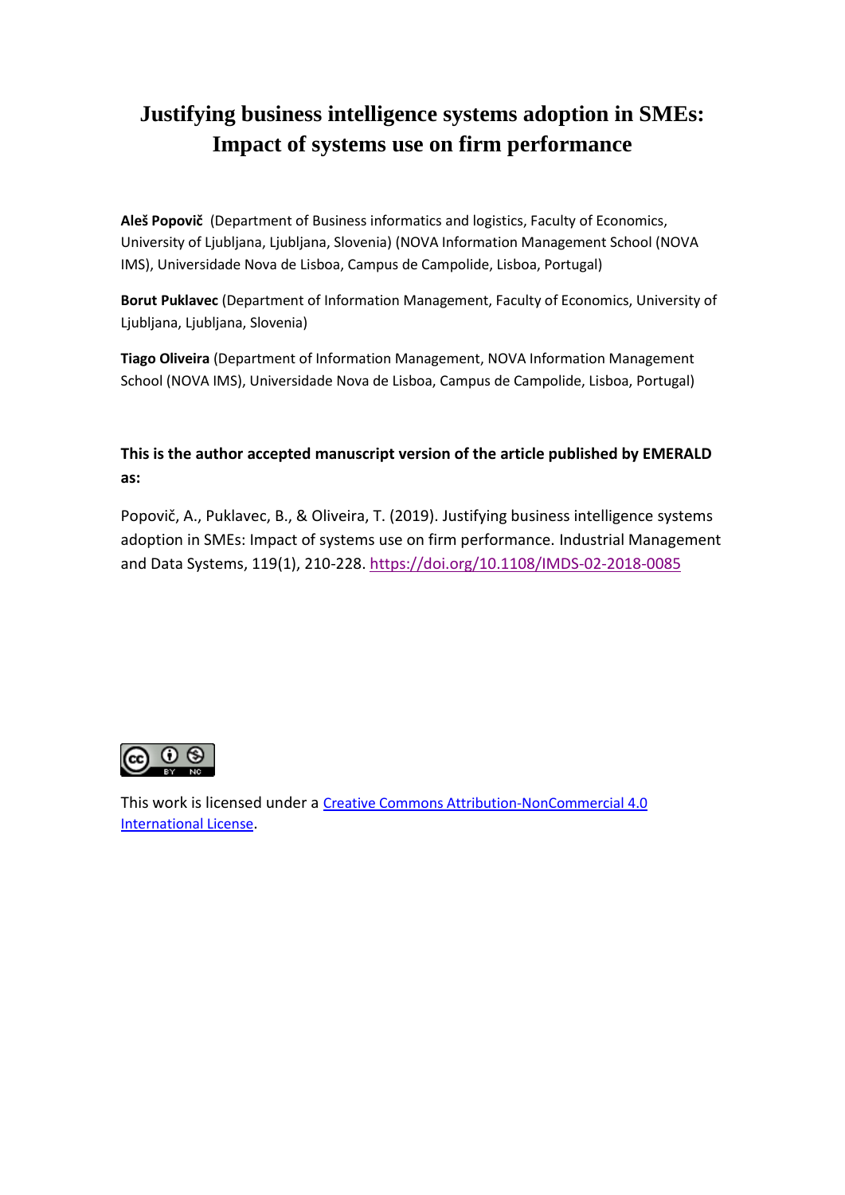# Justifying business intelligence systems adoption in SMEs: Impact of systems use on firm performance

**Aleš Popovič** (Department of Business informatics and logistics, Faculty of Economics, University of Ljubljana, Ljubljana, Slovenia) (NOVA Information Management School (NOVA IMS), Universidade Nova de Lisboa, Campus de Campolide, Lisboa, Portugal)

**Borut Puklavec** (Department of Information Management, Faculty of Economics, University of Ljubljana, Ljubljana, Slovenia)

**Tiago Oliveira** (Department of Information Management, NOVA Information Management School (NOVA IMS), Universidade Nova de Lisboa, Campus de Campolide, Lisboa, Portugal)

**This is the author accepted manuscript version of the article published by EMERALD as:**

Popovič, A., Puklavec, B., & Oliveira, T. (2019). Justifying business intelligence systems adoption in SMEs: Impact of systems use on firm performance. Industrial Management and Data Systems, 119(1), 210-228. [https://doi.org/10.1108/IMDS-02-2018-0085](https://doi.org/10.1108/IMDS-02-2018-0085)

This work is licensed under a [Creative Commons Attribution-NonCommercial 4.0 International License](https://creativecommons.org/licenses/by-nc/4.0/).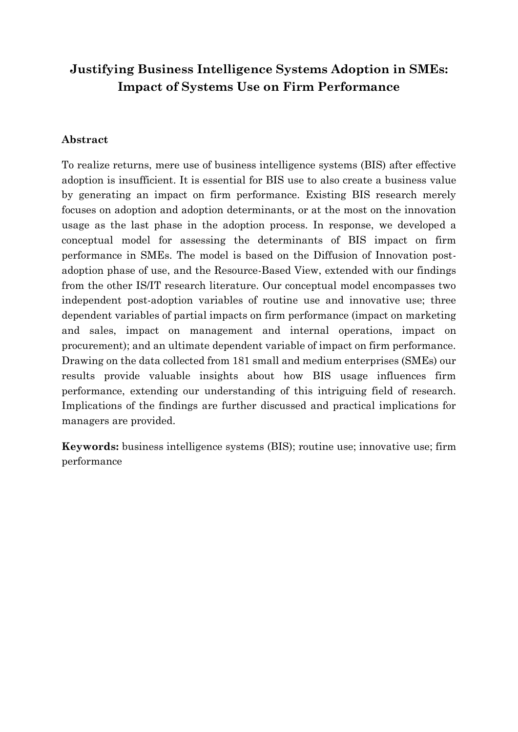# Justifying Business Intelligence Systems Adoption in SMEs: Impact of Systems Use on Firm Performance

## Abstract

To realize returns, mere use of business intelligence systems (BIS) after effective adoption is insufficient. It is essential for BIS use to also create a business value by generating an impact on firm performance. Existing BIS research merely focuses on adoption and adoption determinants, or at the most on the innovation usage as the last phase in the adoption process. In response, we developed a conceptual model for assessing the determinants of BIS impact on firm performance in SMEs. The model is based on the Diffusion of Innovation post-adoption phase of use, and the Resource-Based View, extended with our findings from the other IS/IT research literature. Our conceptual model encompasses two independent post-adoption variables of routine use and innovative use; three dependent variables of partial impacts on firm performance (impact on marketing and sales, impact on management and internal operations, impact on procurement); and an ultimate dependent variable of impact on firm performance. Drawing on the data collected from 181 small and medium enterprises (SMEs) our results provide valuable insights about how BIS usage influences firm performance, extending our understanding of this intriguing field of research. Implications of the findings are further discussed and practical implications for managers are provided.

**Keywords:** business intelligence systems (BIS); routine use; innovative use; firm performance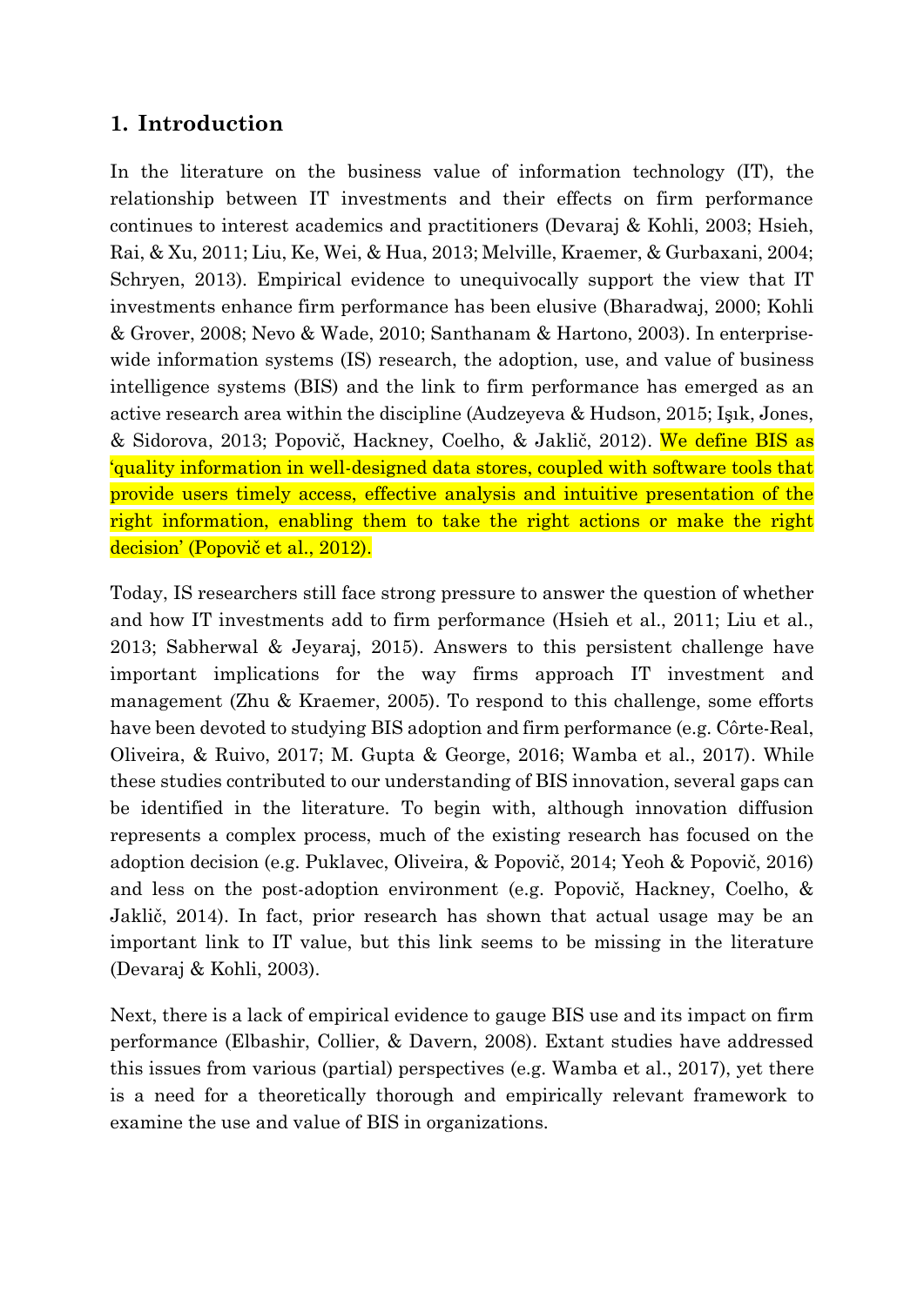## 1. Introduction

In the literature on the business value of information technology (IT), the relationship between IT investments and their effects on firm performance continues to interest academics and practitioners (Devaraj & Kohli, 2003; Hsieh, Rai, & Xu, 2011; Liu, Ke, Wei, & Hua, 2013; Melville, Kraemer, & Gurbaxani, 2004; Schryen, 2013). Empirical evidence to unequivocally support the view that IT investments enhance firm performance has been elusive (Bharadwaj, 2000; Kohli & Grover, 2008; Nevo & Wade, 2010; Santhanam & Hartono, 2003). In enterprise-wide information systems (IS) research, the adoption, use, and value of business intelligence systems (BIS) and the link to firm performance has emerged as an active research area within the discipline (Audzeyeva & Hudson, 2015; Işık, Jones, & Sidorova, 2013; Popovič, Hackney, Coelho, & Jaklič, 2012). We define BIS as 'quality information in well-designed data stores, coupled with software tools that provide users timely access, effective analysis and intuitive presentation of the right information, enabling them to take the right actions or make the right decision' (Popovič et al., 2012).

Today, IS researchers still face strong pressure to answer the question of whether and how IT investments add to firm performance (Hsieh et al., 2011; Liu et al., 2013; Sabherwal & Jeyaraj, 2015). Answers to this persistent challenge have important implications for the way firms approach IT investment and management (Zhu & Kraemer, 2005). To respond to this challenge, some efforts have been devoted to studying BIS adoption and firm performance (e.g. Côrte-Real, Oliveira, & Ruivo, 2017; M. Gupta & George, 2016; Wamba et al., 2017). While these studies contributed to our understanding of BIS innovation, several gaps can be identified in the literature. To begin with, although innovation diffusion represents a complex process, much of the existing research has focused on the adoption decision (e.g. Puklavec, Oliveira, & Popovič, 2014; Yeoh & Popovič, 2016) and less on the post-adoption environment (e.g. Popovič, Hackney, Coelho, & Jaklič, 2014). In fact, prior research has shown that actual usage may be an important link to IT value, but this link seems to be missing in the literature (Devaraj & Kohli, 2003).

Next, there is a lack of empirical evidence to gauge BIS use and its impact on firm performance (Elbashir, Collier, & Davern, 2008). Extant studies have addressed this issues from various (partial) perspectives (e.g. Wamba et al., 2017), yet there is a need for a theoretically thorough and empirically relevant framework to examine the use and value of BIS in organizations.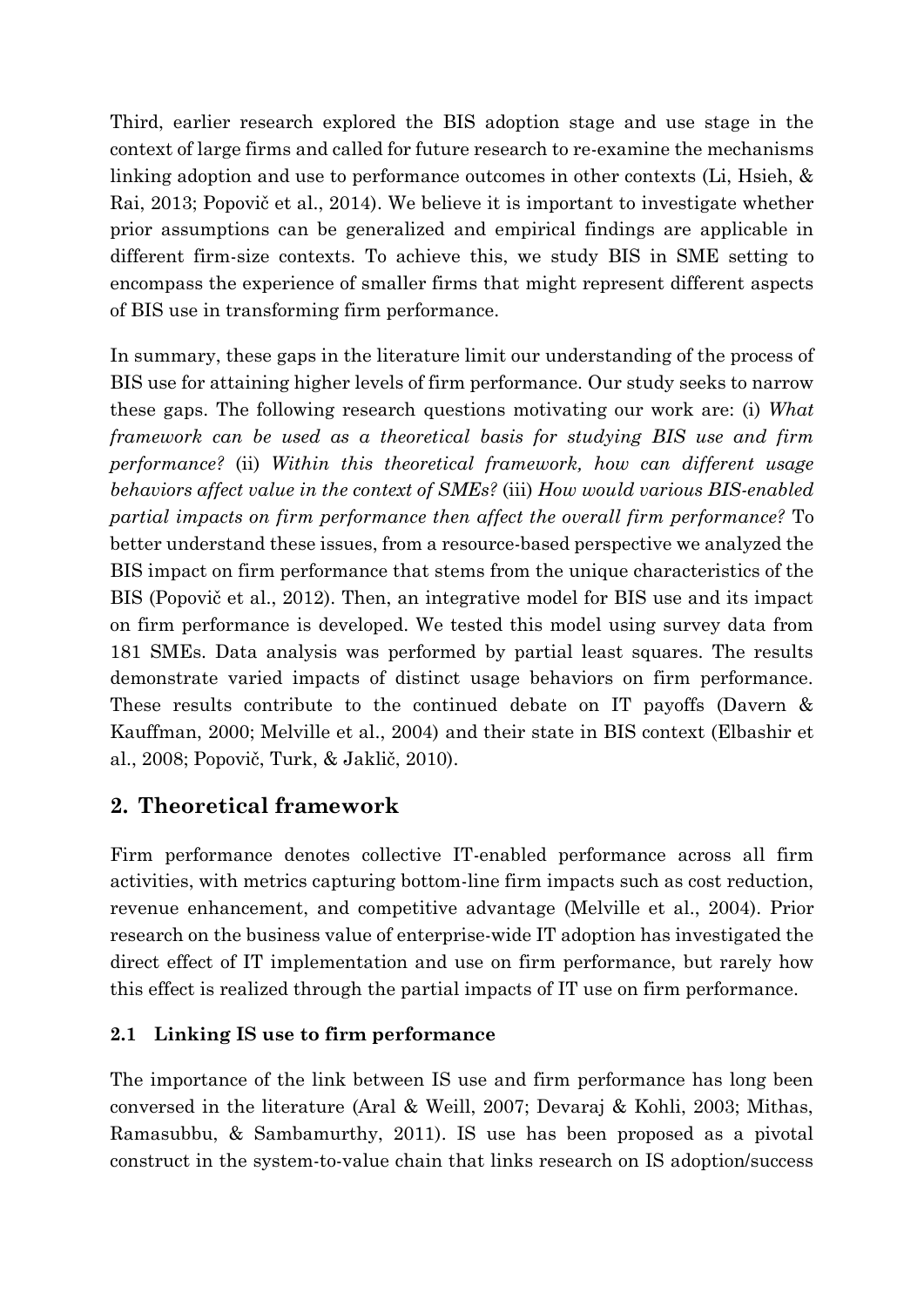Third, earlier research explored the BIS adoption stage and use stage in the context of large firms and called for future research to re-examine the mechanisms linking adoption and use to performance outcomes in other contexts (Li, Hsieh, & Rai, 2013; Popovič et al., 2014). We believe it is important to investigate whether prior assumptions can be generalized and empirical findings are applicable in different firm-size contexts. To achieve this, we study BIS in SME setting to encompass the experience of smaller firms that might represent different aspects of BIS use in transforming firm performance.

In summary, these gaps in the literature limit our understanding of the process of BIS use for attaining higher levels of firm performance. Our study seeks to narrow these gaps. The following research questions motivating our work are: (i) *What framework can be used as a theoretical basis for studying BIS use and firm performance?* (ii) *Within this theoretical framework, how can different usage behaviors affect value in the context of SMEs?* (iii) *How would various BIS-enabled partial impacts on firm performance then affect the overall firm performance?* To better understand these issues, from a resource-based perspective we analyzed the BIS impact on firm performance that stems from the unique characteristics of the BIS (Popovič et al., 2012). Then, an integrative model for BIS use and its impact on firm performance is developed. We tested this model using survey data from 181 SMEs. Data analysis was performed by partial least squares. The results demonstrate varied impacts of distinct usage behaviors on firm performance. These results contribute to the continued debate on IT payoffs (Davern & Kauffman, 2000; Melville et al., 2004) and their state in BIS context (Elbashir et al., 2008; Popovič, Turk, & Jaklič, 2010).

## 2. Theoretical framework

Firm performance denotes collective IT-enabled performance across all firm activities, with metrics capturing bottom-line firm impacts such as cost reduction, revenue enhancement, and competitive advantage (Melville et al., 2004). Prior research on the business value of enterprise-wide IT adoption has investigated the direct effect of IT implementation and use on firm performance, but rarely how this effect is realized through the partial impacts of IT use on firm performance.

### 2.1 Linking IS use to firm performance

The importance of the link between IS use and firm performance has long been conversed in the literature (Aral & Weill, 2007; Devaraj & Kohli, 2003; Mithas, Ramasubbu, & Sambamurthy, 2011). IS use has been proposed as a pivotal construct in the system-to-value chain that links research on IS adoption/success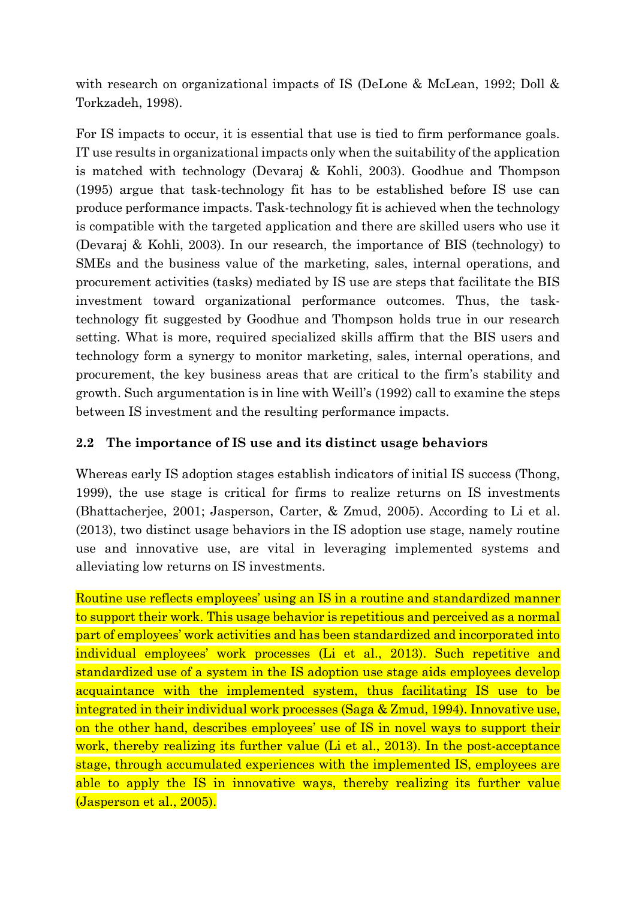with research on organizational impacts of IS (DeLone & McLean, 1992; Doll & Torkzadeh, 1998).

For IS impacts to occur, it is essential that use is tied to firm performance goals. IT use results in organizational impacts only when the suitability of the application is matched with technology (Devaraj & Kohli, 2003). Goodhue and Thompson (1995) argue that task-technology fit has to be established before IS use can produce performance impacts. Task-technology fit is achieved when the technology is compatible with the targeted application and there are skilled users who use it (Devaraj & Kohli, 2003). In our research, the importance of BIS (technology) to SMEs and the business value of the marketing, sales, internal operations, and procurement activities (tasks) mediated by IS use are steps that facilitate the BIS investment toward organizational performance outcomes. Thus, the task-technology fit suggested by Goodhue and Thompson holds true in our research setting. What is more, required specialized skills affirm that the BIS users and technology form a synergy to monitor marketing, sales, internal operations, and procurement, the key business areas that are critical to the firm's stability and growth. Such argumentation is in line with Weill's (1992) call to examine the steps between IS investment and the resulting performance impacts.

### 2.2 The importance of IS use and its distinct usage behaviors

Whereas early IS adoption stages establish indicators of initial IS success (Thong, 1999), the use stage is critical for firms to realize returns on IS investments (Bhattacherjee, 2001; Jasperson, Carter, & Zmud, 2005). According to Li et al. (2013), two distinct usage behaviors in the IS adoption use stage, namely routine use and innovative use, are vital in leveraging implemented systems and alleviating low returns on IS investments.

Routine use reflects employees' using an IS in a routine and standardized manner to support their work. This usage behavior is repetitious and perceived as a normal part of employees' work activities and has been standardized and incorporated into individual employees' work processes (Li et al., 2013). Such repetitive and standardized use of a system in the IS adoption use stage aids employees develop acquaintance with the implemented system, thus facilitating IS use to be integrated in their individual work processes (Saga & Zmud, 1994). Innovative use, on the other hand, describes employees' use of IS in novel ways to support their work, thereby realizing its further value (Li et al., 2013). In the post-acceptance stage, through accumulated experiences with the implemented IS, employees are able to apply the IS in innovative ways, thereby realizing its further value (Jasperson et al., 2005).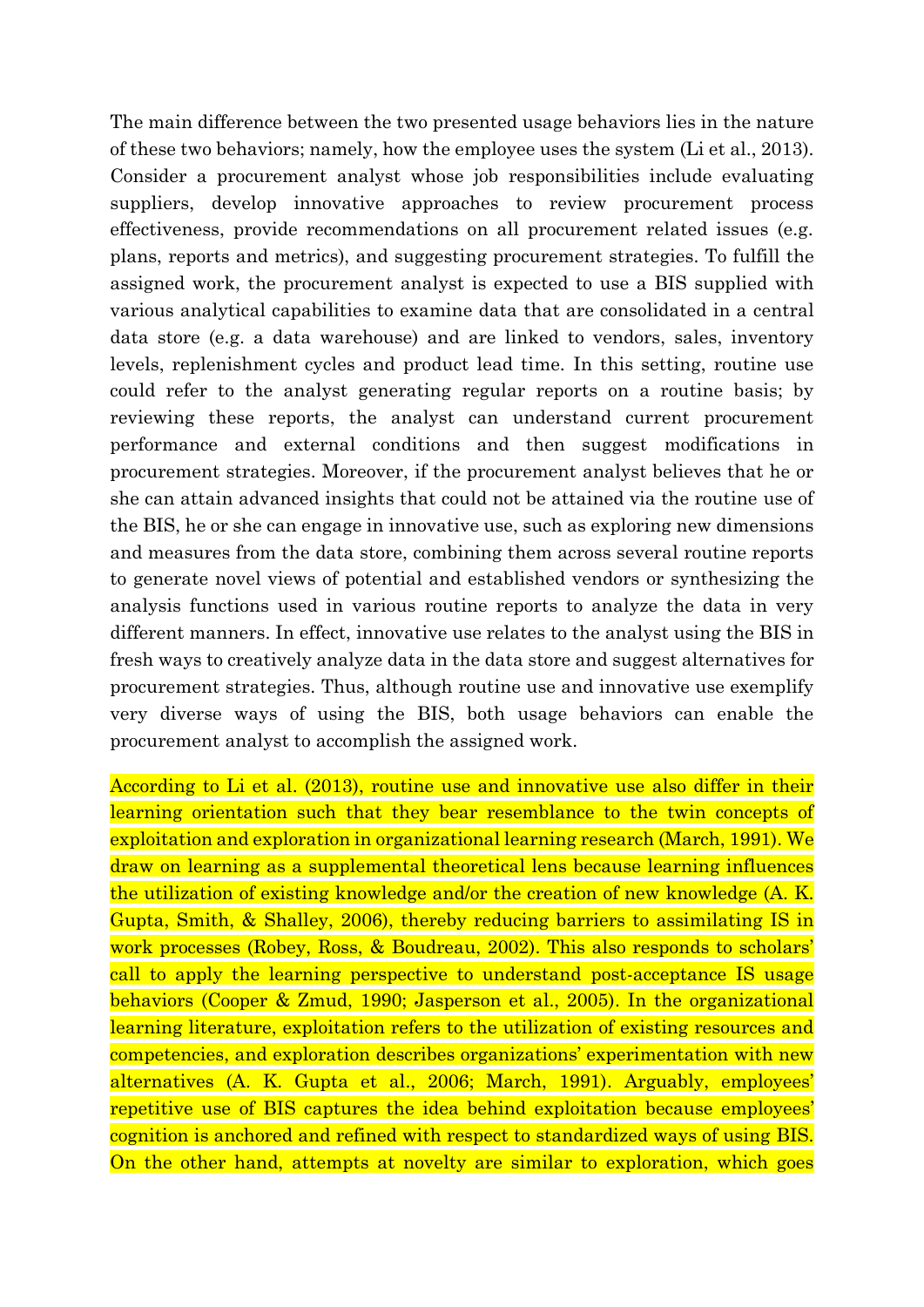The main difference between the two presented usage behaviors lies in the nature of these two behaviors; namely, how the employee uses the system (Li et al., 2013). Consider a procurement analyst whose job responsibilities include evaluating suppliers, develop innovative approaches to review procurement process effectiveness, provide recommendations on all procurement related issues (e.g. plans, reports and metrics), and suggesting procurement strategies. To fulfill the assigned work, the procurement analyst is expected to use a BIS supplied with various analytical capabilities to examine data that are consolidated in a central data store (e.g. a data warehouse) and are linked to vendors, sales, inventory levels, replenishment cycles and product lead time. In this setting, routine use could refer to the analyst generating regular reports on a routine basis; by reviewing these reports, the analyst can understand current procurement performance and external conditions and then suggest modifications in procurement strategies. Moreover, if the procurement analyst believes that he or she can attain advanced insights that could not be attained via the routine use of the BIS, he or she can engage in innovative use, such as exploring new dimensions and measures from the data store, combining them across several routine reports to generate novel views of potential and established vendors or synthesizing the analysis functions used in various routine reports to analyze the data in very different manners. In effect, innovative use relates to the analyst using the BIS in fresh ways to creatively analyze data in the data store and suggest alternatives for procurement strategies. Thus, although routine use and innovative use exemplify very diverse ways of using the BIS, both usage behaviors can enable the procurement analyst to accomplish the assigned work.

According to Li et al. (2013), routine use and innovative use also differ in their learning orientation such that they bear resemblance to the twin concepts of exploitation and exploration in organizational learning research (March, 1991). We draw on learning as a supplemental theoretical lens because learning influences the utilization of existing knowledge and/or the creation of new knowledge (A. K. Gupta, Smith, & Shalley, 2006), thereby reducing barriers to assimilating IS in work processes (Robey, Ross, & Boudreau, 2002). This also responds to scholars' call to apply the learning perspective to understand post-acceptance IS usage behaviors (Cooper & Zmud, 1990; Jasperson et al., 2005). In the organizational learning literature, exploitation refers to the utilization of existing resources and competencies, and exploration describes organizations' experimentation with new alternatives (A. K. Gupta et al., 2006; March, 1991). Arguably, employees' repetitive use of BIS captures the idea behind exploitation because employees' cognition is anchored and refined with respect to standardized ways of using BIS. On the other hand, attempts at novelty are similar to exploration, which goes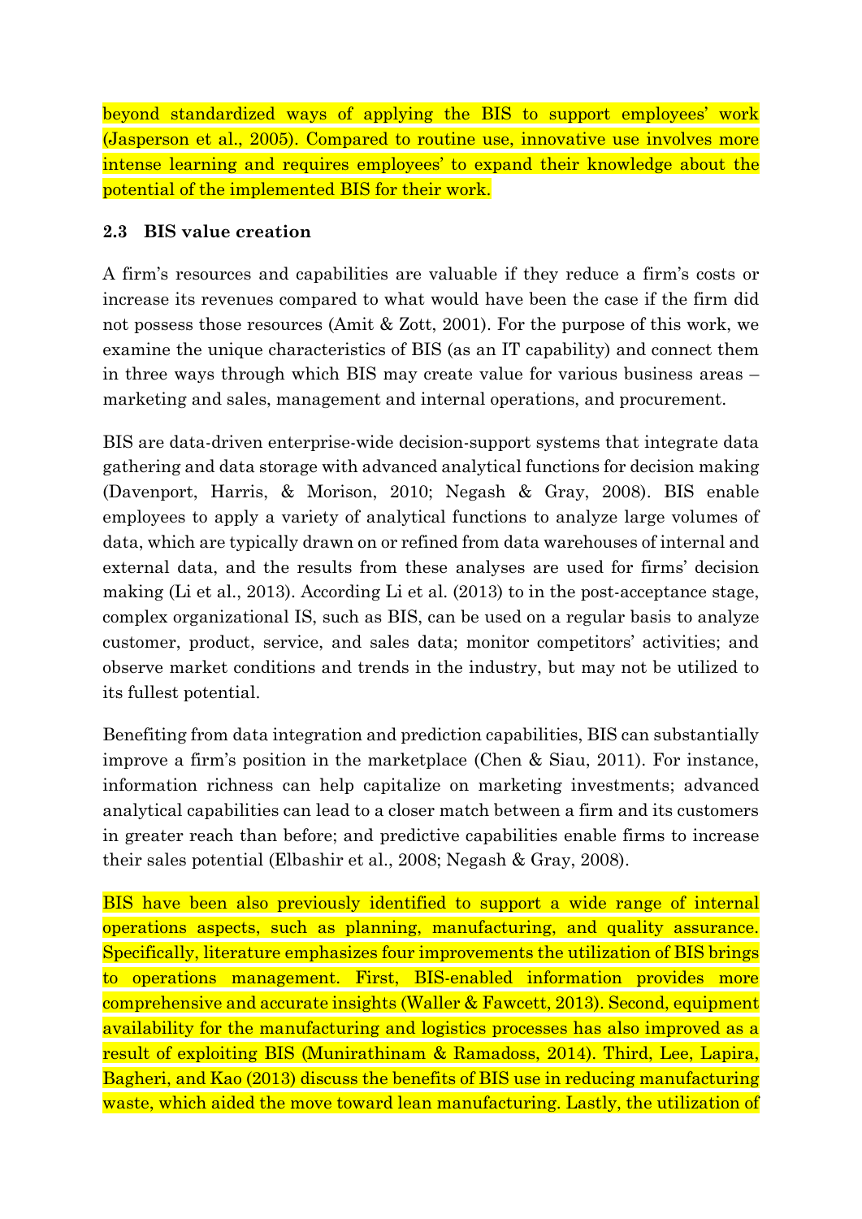beyond standardized ways of applying the BIS to support employees' work (Jasperson et al., 2005). Compared to routine use, innovative use involves more intense learning and requires employees' to expand their knowledge about the potential of the implemented BIS for their work.

### 2.3 BIS value creation

A firm's resources and capabilities are valuable if they reduce a firm's costs or increase its revenues compared to what would have been the case if the firm did not possess those resources (Amit & Zott, 2001). For the purpose of this work, we examine the unique characteristics of BIS (as an IT capability) and connect them in three ways through which BIS may create value for various business areas – marketing and sales, management and internal operations, and procurement.

BIS are data-driven enterprise-wide decision-support systems that integrate data gathering and data storage with advanced analytical functions for decision making (Davenport, Harris, & Morison, 2010; Negash & Gray, 2008). BIS enable employees to apply a variety of analytical functions to analyze large volumes of data, which are typically drawn on or refined from data warehouses of internal and external data, and the results from these analyses are used for firms' decision making (Li et al., 2013). According Li et al. (2013) to in the post-acceptance stage, complex organizational IS, such as BIS, can be used on a regular basis to analyze customer, product, service, and sales data; monitor competitors' activities; and observe market conditions and trends in the industry, but may not be utilized to its fullest potential.

Benefiting from data integration and prediction capabilities, BIS can substantially improve a firm's position in the marketplace (Chen & Siau, 2011). For instance, information richness can help capitalize on marketing investments; advanced analytical capabilities can lead to a closer match between a firm and its customers in greater reach than before; and predictive capabilities enable firms to increase their sales potential (Elbashir et al., 2008; Negash & Gray, 2008).

BIS have been also previously identified to support a wide range of internal operations aspects, such as planning, manufacturing, and quality assurance. Specifically, literature emphasizes four improvements the utilization of BIS brings to operations management. First, BIS-enabled information provides more comprehensive and accurate insights (Waller & Fawcett, 2013). Second, equipment availability for the manufacturing and logistics processes has also improved as a result of exploiting BIS (Munirathinam & Ramadoss, 2014). Third, Lee, Lapira, Bagheri, and Kao (2013) discuss the benefits of BIS use in reducing manufacturing waste, which aided the move toward lean manufacturing. Lastly, the utilization of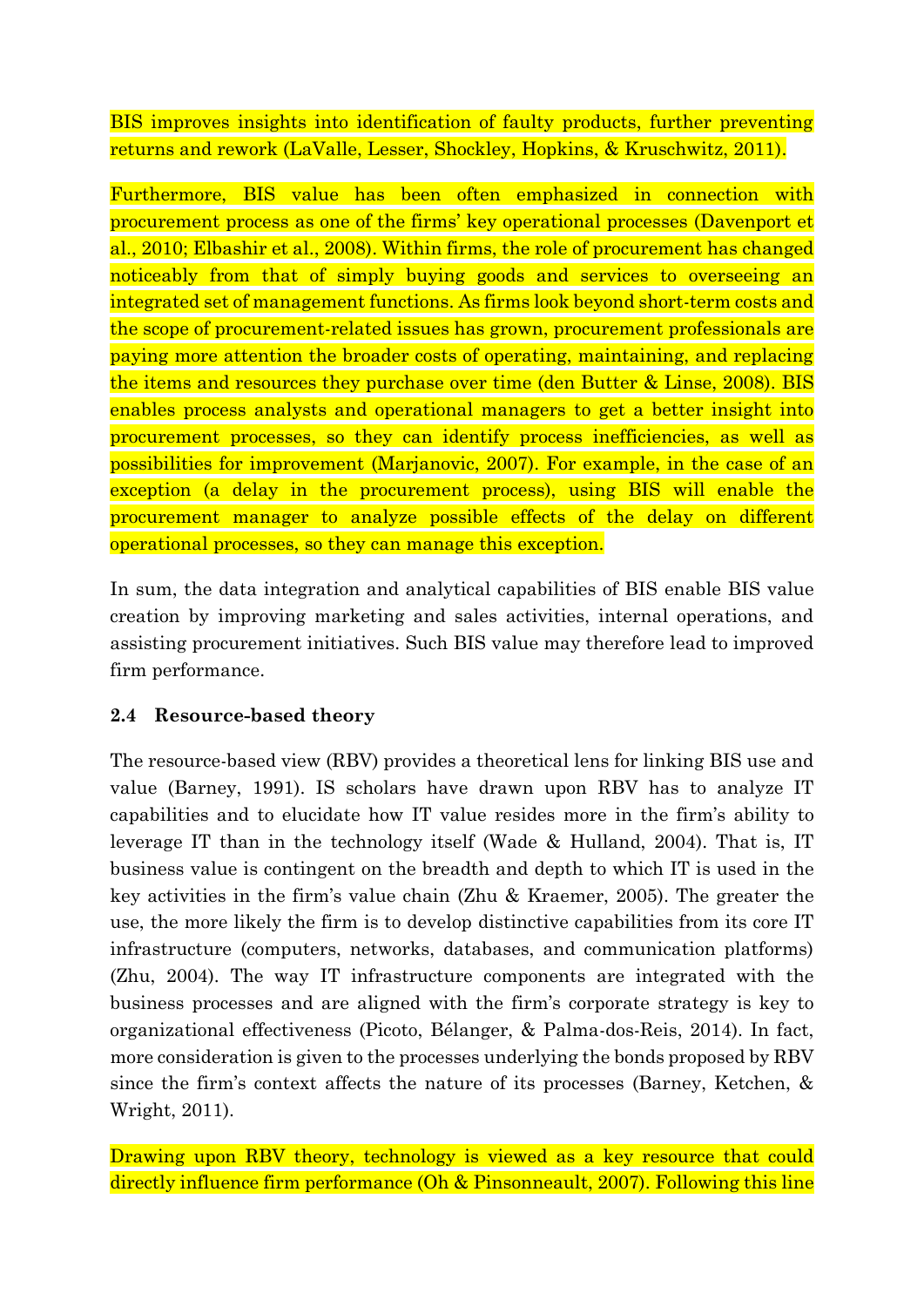BIS improves insights into identification of faulty products, further preventing returns and rework (LaValle, Lesser, Shockley, Hopkins, & Kruschwitz, 2011).

Furthermore, BIS value has been often emphasized in connection with procurement process as one of the firms' key operational processes (Davenport et al., 2010; Elbashir et al., 2008). Within firms, the role of procurement has changed noticeably from that of simply buying goods and services to overseeing an integrated set of management functions. As firms look beyond short-term costs and the scope of procurement-related issues has grown, procurement professionals are paying more attention the broader costs of operating, maintaining, and replacing the items and resources they purchase over time (den Butter & Linse, 2008). BIS enables process analysts and operational managers to get a better insight into procurement processes, so they can identify process inefficiencies, as well as possibilities for improvement (Marjanovic, 2007). For example, in the case of an exception (a delay in the procurement process), using BIS will enable the procurement manager to analyze possible effects of the delay on different operational processes, so they can manage this exception.

In sum, the data integration and analytical capabilities of BIS enable BIS value creation by improving marketing and sales activities, internal operations, and assisting procurement initiatives. Such BIS value may therefore lead to improved firm performance.

### 2.4 Resource-based theory

The resource-based view (RBV) provides a theoretical lens for linking BIS use and value (Barney, 1991). IS scholars have drawn upon RBV has to analyze IT capabilities and to elucidate how IT value resides more in the firm's ability to leverage IT than in the technology itself (Wade & Hulland, 2004). That is, IT business value is contingent on the breadth and depth to which IT is used in the key activities in the firm's value chain (Zhu & Kraemer, 2005). The greater the use, the more likely the firm is to develop distinctive capabilities from its core IT infrastructure (computers, networks, databases, and communication platforms) (Zhu, 2004). The way IT infrastructure components are integrated with the business processes and are aligned with the firm's corporate strategy is key to organizational effectiveness (Picoto, Bélanger, & Palma-dos-Reis, 2014). In fact, more consideration is given to the processes underlying the bonds proposed by RBV since the firm's context affects the nature of its processes (Barney, Ketchen, & Wright, 2011).

Drawing upon RBV theory, technology is viewed as a key resource that could directly influence firm performance (Oh & Pinsonneault, 2007). Following this line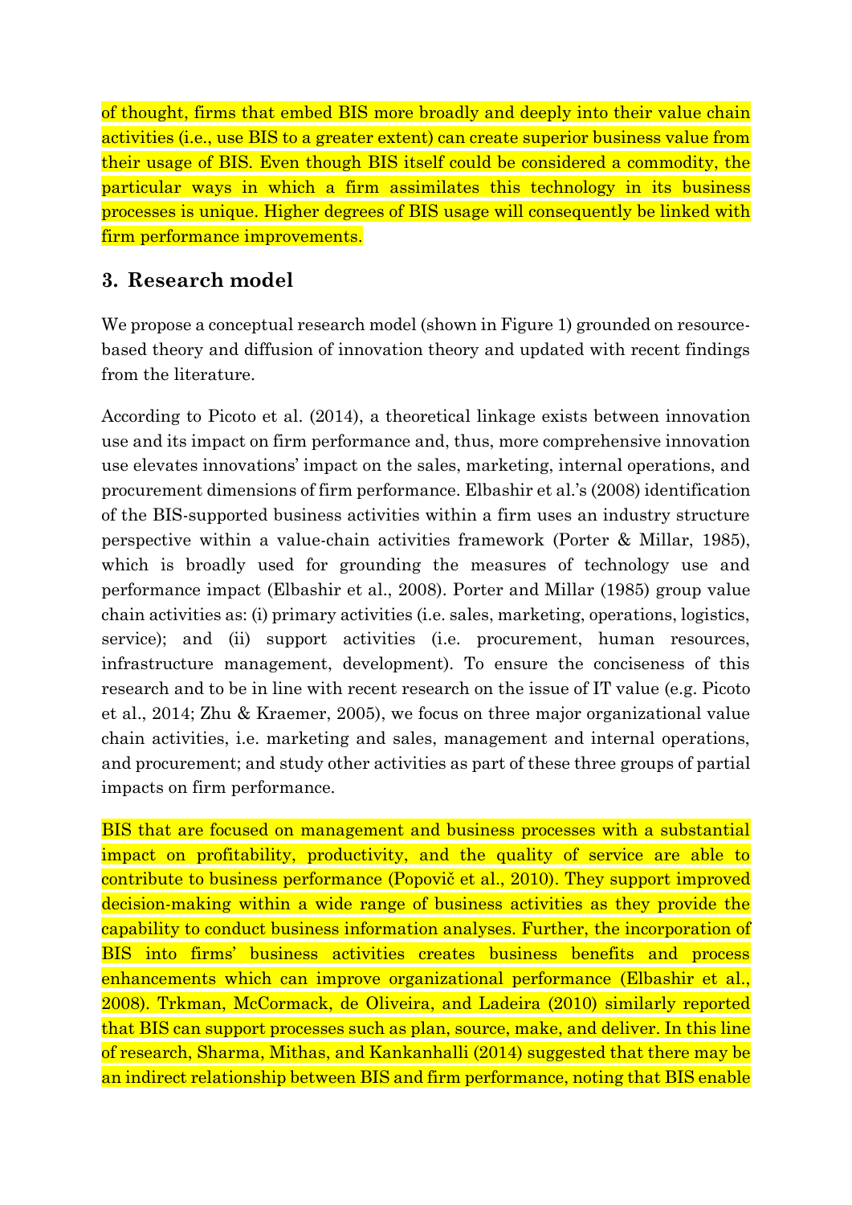of thought, firms that embed BIS more broadly and deeply into their value chain activities (i.e., use BIS to a greater extent) can create superior business value from their usage of BIS. Even though BIS itself could be considered a commodity, the particular ways in which a firm assimilates this technology in its business processes is unique. Higher degrees of BIS usage will consequently be linked with firm performance improvements.

## 3. Research model

We propose a conceptual research model (shown in Figure 1) grounded on resource-based theory and diffusion of innovation theory and updated with recent findings from the literature.

According to Picoto et al. (2014), a theoretical linkage exists between innovation use and its impact on firm performance and, thus, more comprehensive innovation use elevates innovations' impact on the sales, marketing, internal operations, and procurement dimensions of firm performance. Elbashir et al.'s (2008) identification of the BIS-supported business activities within a firm uses an industry structure perspective within a value-chain activities framework (Porter & Millar, 1985), which is broadly used for grounding the measures of technology use and performance impact (Elbashir et al., 2008). Porter and Millar (1985) group value chain activities as: (i) primary activities (i.e. sales, marketing, operations, logistics, service); and (ii) support activities (i.e. procurement, human resources, infrastructure management, development). To ensure the conciseness of this research and to be in line with recent research on the issue of IT value (e.g. Picoto et al., 2014; Zhu & Kraemer, 2005), we focus on three major organizational value chain activities, i.e. marketing and sales, management and internal operations, and procurement; and study other activities as part of these three groups of partial impacts on firm performance.

BIS that are focused on management and business processes with a substantial impact on profitability, productivity, and the quality of service are able to contribute to business performance (Popovič et al., 2010). They support improved decision-making within a wide range of business activities as they provide the capability to conduct business information analyses. Further, the incorporation of BIS into firms' business activities creates business benefits and process enhancements which can improve organizational performance (Elbashir et al., 2008). Trkman, McCormack, de Oliveira, and Ladeira (2010) similarly reported that BIS can support processes such as plan, source, make, and deliver. In this line of research, Sharma, Mithas, and Kankanhalli (2014) suggested that there may be an indirect relationship between BIS and firm performance, noting that BIS enable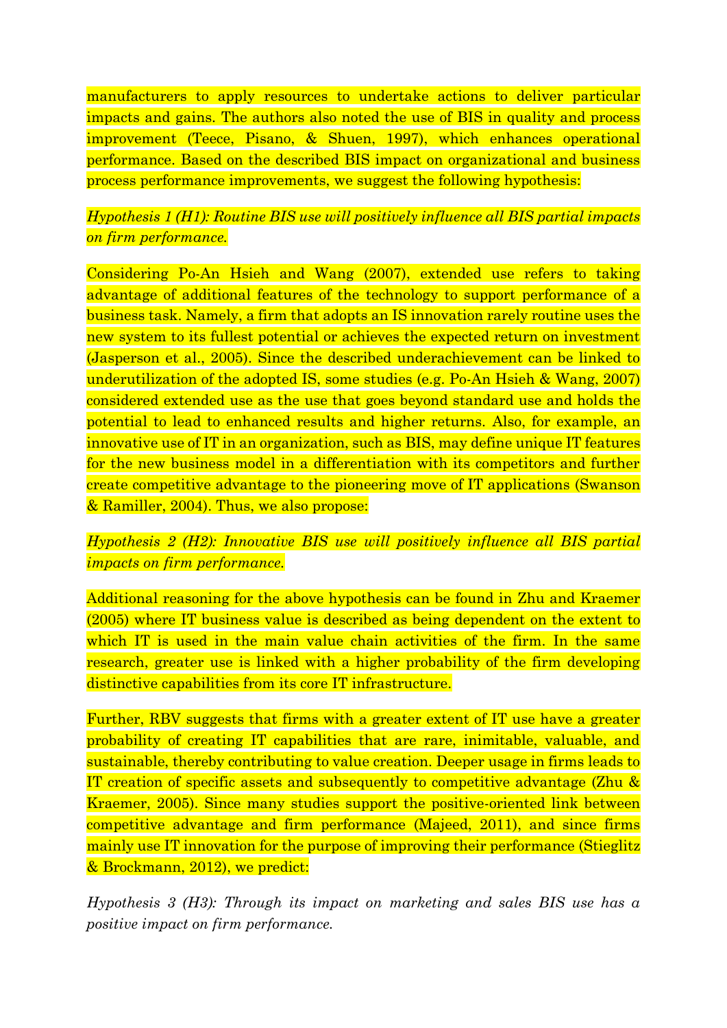manufacturers to apply resources to undertake actions to deliver particular impacts and gains. The authors also noted the use of BIS in quality and process improvement (Teece, Pisano, & Shuen, 1997), which enhances operational performance. Based on the described BIS impact on organizational and business process performance improvements, we suggest the following hypothesis:

*Hypothesis 1 (H1): Routine BIS use will positively influence all BIS partial impacts on firm performance.*

Considering Po-An Hsieh and Wang (2007), extended use refers to taking advantage of additional features of the technology to support performance of a business task. Namely, a firm that adopts an IS innovation rarely routine uses the new system to its fullest potential or achieves the expected return on investment (Jasperson et al., 2005). Since the described underachievement can be linked to underutilization of the adopted IS, some studies (e.g. Po-An Hsieh & Wang, 2007) considered extended use as the use that goes beyond standard use and holds the potential to lead to enhanced results and higher returns. Also, for example, an innovative use of IT in an organization, such as BIS, may define unique IT features for the new business model in a differentiation with its competitors and further create competitive advantage to the pioneering move of IT applications (Swanson & Ramiller, 2004). Thus, we also propose:

*Hypothesis 2 (H2): Innovative BIS use will positively influence all BIS partial impacts on firm performance.*

Additional reasoning for the above hypothesis can be found in Zhu and Kraemer (2005) where IT business value is described as being dependent on the extent to which IT is used in the main value chain activities of the firm. In the same research, greater use is linked with a higher probability of the firm developing distinctive capabilities from its core IT infrastructure.

Further, RBV suggests that firms with a greater extent of IT use have a greater probability of creating IT capabilities that are rare, inimitable, valuable, and sustainable, thereby contributing to value creation. Deeper usage in firms leads to IT creation of specific assets and subsequently to competitive advantage (Zhu & Kraemer, 2005). Since many studies support the positive-oriented link between competitive advantage and firm performance (Majeed, 2011), and since firms mainly use IT innovation for the purpose of improving their performance (Stieglitz & Brockmann, 2012), we predict:

*Hypothesis 3 (H3): Through its impact on marketing and sales BIS use has a positive impact on firm performance.*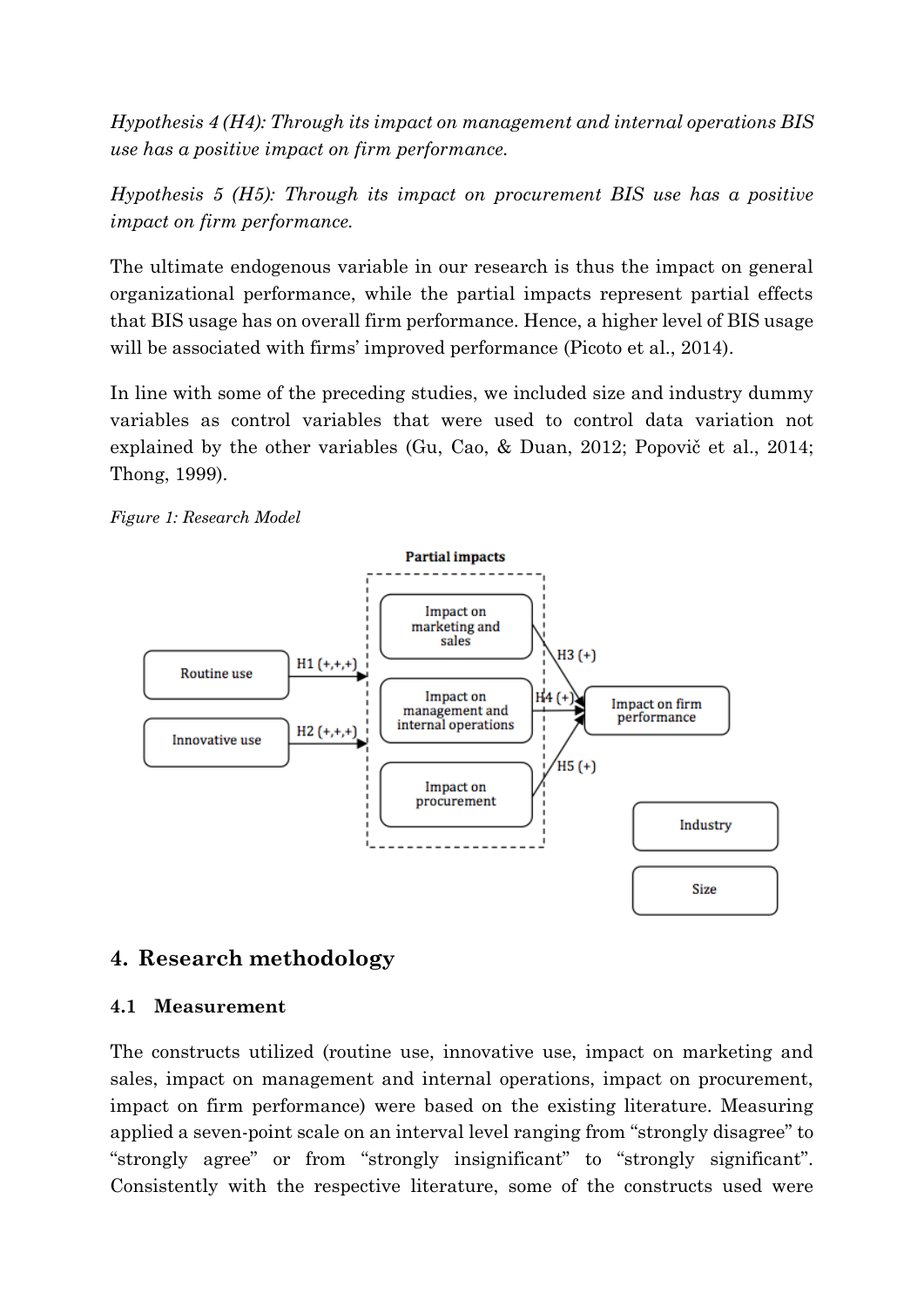*Hypothesis 4 (H4): Through its impact on management and internal operations BIS use has a positive impact on firm performance.*

*Hypothesis 5 (H5): Through its impact on procurement BIS use has a positive impact on firm performance.*

The ultimate endogenous variable in our research is thus the impact on general organizational performance, while the partial impacts represent partial effects that BIS usage has on overall firm performance. Hence, a higher level of BIS usage will be associated with firms' improved performance (Picoto et al., 2014).

In line with some of the preceding studies, we included size and industry dummy variables as control variables that were used to control data variation not explained by the other variables (Gu, Cao, & Duan, 2012; Popovič et al., 2014; Thong, 1999).

*Figure 1: Research Model*

## 4. Research methodology

### 4.1 Measurement

The constructs utilized (routine use, innovative use, impact on marketing and sales, impact on management and internal operations, impact on procurement, impact on firm performance) were based on the existing literature. Measuring applied a seven-point scale on an interval level ranging from "strongly disagree" to "strongly agree" or from "strongly insignificant" to "strongly significant". Consistently with the respective literature, some of the constructs used were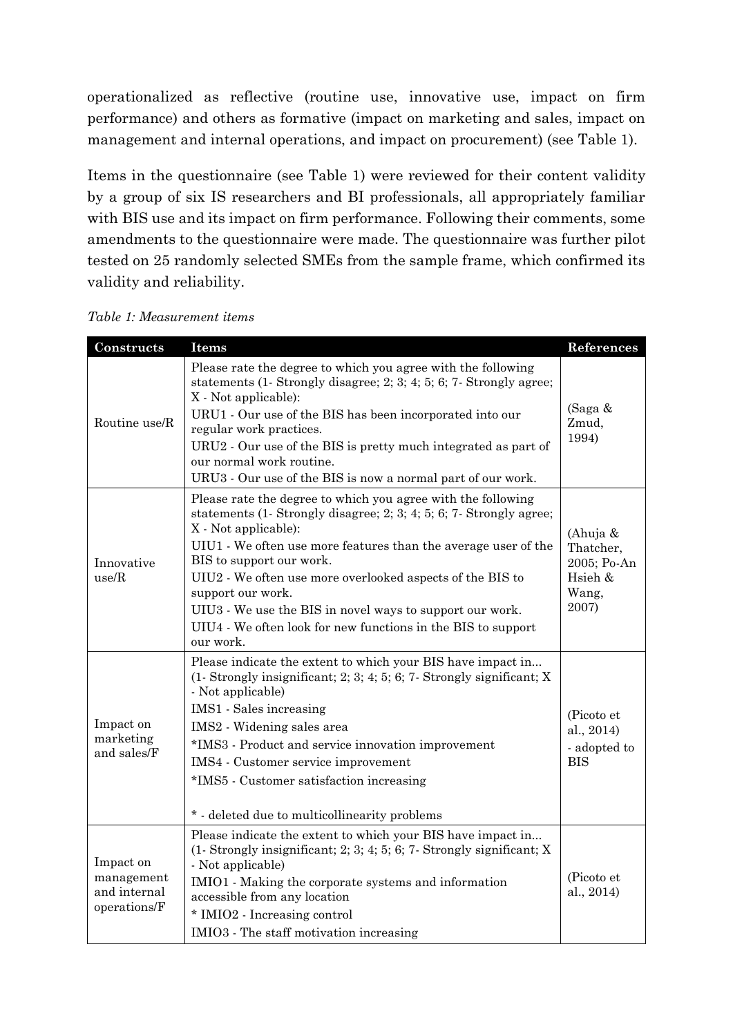operationalized as reflective (routine use, innovative use, impact on firm performance) and others as formative (impact on marketing and sales, impact on management and internal operations, and impact on procurement) (see Table 1).

Items in the questionnaire (see Table 1) were reviewed for their content validity by a group of six IS researchers and BI professionals, all appropriately familiar with BIS use and its impact on firm performance. Following their comments, some amendments to the questionnaire were made. The questionnaire was further pilot tested on 25 randomly selected SMEs from the sample frame, which confirmed its validity and reliability.

*Table 1: Measurement items*

| Constructs | Items | References |
|---|---|---|
| Routine use/R | Please rate the degree to which you agree with the following statements (1- Strongly disagree; 2; 3; 4; 5; 6; 7- Strongly agree; X - Not applicable):<br>URU1 - Our use of the BIS has been incorporated into our regular work practices.<br>URU2 - Our use of the BIS is pretty much integrated as part of our normal work routine.<br>URU3 - Our use of the BIS is now a normal part of our work. | (Saga & Zmud, 1994) |
| Innovative use/R | Please rate the degree to which you agree with the following statements (1- Strongly disagree; 2; 3; 4; 5; 6; 7- Strongly agree; X - Not applicable):<br>UIU1 - We often use more features than the average user of the BIS to support our work.<br>UIU2 - We often use more overlooked aspects of the BIS to support our work.<br>UIU3 - We use the BIS in novel ways to support our work.<br>UIU4 - We often look for new functions in the BIS to support our work. | (Ahuja & Thatcher, 2005; Po-An Hsieh & Wang, 2007) |
| Impact on marketing and sales/F | Please indicate the extent to which your BIS have impact in... (1- Strongly insignificant; 2; 3; 4; 5; 6; 7- Strongly significant; X - Not applicable)<br>IMS1 - Sales increasing<br>IMS2 - Widening sales area<br>*IMS3 - Product and service innovation improvement<br>IMS4 - Customer service improvement<br>*IMS5 - Customer satisfaction increasing<br><br>* - deleted due to multicollinearity problems | (Picoto et al., 2014) - adopted to BIS |
| Impact on management and internal operations/F | Please indicate the extent to which your BIS have impact in... (1- Strongly insignificant; 2; 3; 4; 5; 6; 7- Strongly significant; X - Not applicable)<br>IMIO1 - Making the corporate systems and information accessible from any location<br>* IMIO2 - Increasing control<br>IMIO3 - The staff motivation increasing | (Picoto et al., 2014) |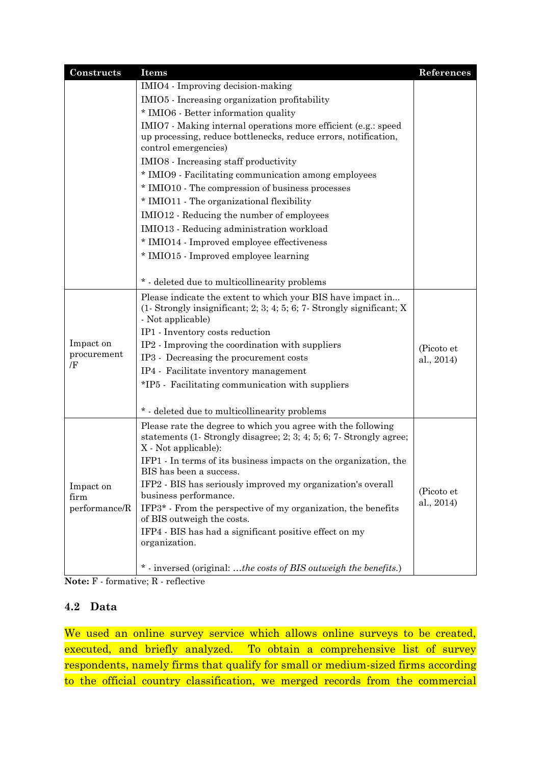| Constructs | Items | References |
|---|---|---|
| | IMIO4 - Improving decision-making<br>IMIO5 - Increasing organization profitability<br>* IMIO6 - Better information quality<br>IMIO7 - Making internal operations more efficient (e.g.: speed up processing, reduce bottlenecks, reduce errors, notification, control emergencies)<br>IMIO8 - Increasing staff productivity<br>* IMIO9 - Facilitating communication among employees<br>* IMIO10 - The compression of business processes<br>* IMIO11 - The organizational flexibility<br>IMIO12 - Reducing the number of employees<br>IMIO13 - Reducing administration workload<br>* IMIO14 - Improved employee effectiveness<br>* IMIO15 - Improved employee learning<br><br>* - deleted due to multicollinearity problems | |
| Impact on procurement /F | Please indicate the extent to which your BIS have impact in... (1- Strongly insignificant; 2; 3; 4; 5; 6; 7- Strongly significant; X - Not applicable)<br>IP1 - Inventory costs reduction<br>IP2 - Improving the coordination with suppliers<br>IP3 - Decreasing the procurement costs<br>IP4 - Facilitate inventory management<br>*IP5 - Facilitating communication with suppliers<br><br>* - deleted due to multicollinearity problems | (Picoto et al., 2014) |
| Impact on firm performance/R | Please rate the degree to which you agree with the following statements (1- Strongly disagree; 2; 3; 4; 5; 6; 7- Strongly agree; X - Not applicable):<br>IFP1 - In terms of its business impacts on the organization, the BIS has been a success.<br>IFP2 - BIS has seriously improved my organization's overall business performance.<br>IFP3* - From the perspective of my organization, the benefits of BIS outweigh the costs.<br>IFP4 - BIS has had a significant positive effect on my organization.<br><br>* - inversed (original: *…the costs of BIS outweigh the benefits.*) | (Picoto et al., 2014) |

**Note:** F - formative; R - reflective

## 4.2 Data

We used an online survey service which allows online surveys to be created, executed, and briefly analyzed. To obtain a comprehensive list of survey respondents, namely firms that qualify for small or medium-sized firms according to the official country classification, we merged records from the commercial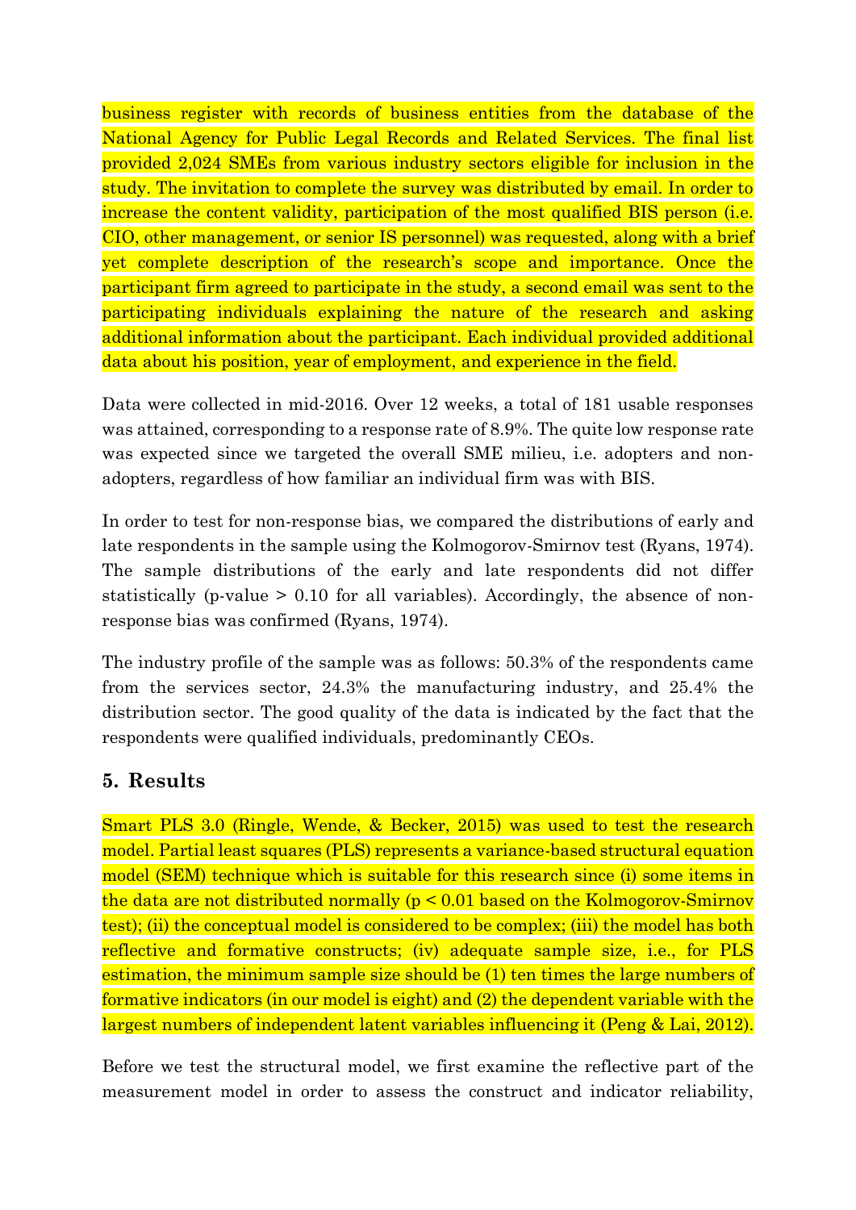business register with records of business entities from the database of the National Agency for Public Legal Records and Related Services. The final list provided 2,024 SMEs from various industry sectors eligible for inclusion in the study. The invitation to complete the survey was distributed by email. In order to increase the content validity, participation of the most qualified BIS person (i.e. CIO, other management, or senior IS personnel) was requested, along with a brief yet complete description of the research's scope and importance. Once the participant firm agreed to participate in the study, a second email was sent to the participating individuals explaining the nature of the research and asking additional information about the participant. Each individual provided additional data about his position, year of employment, and experience in the field.

Data were collected in mid-2016. Over 12 weeks, a total of 181 usable responses was attained, corresponding to a response rate of 8.9%. The quite low response rate was expected since we targeted the overall SME milieu, i.e. adopters and non-adopters, regardless of how familiar an individual firm was with BIS.

In order to test for non-response bias, we compared the distributions of early and late respondents in the sample using the Kolmogorov-Smirnov test (Ryans, 1974). The sample distributions of the early and late respondents did not differ statistically (p-value $> 0.10$ for all variables). Accordingly, the absence of non-response bias was confirmed (Ryans, 1974).

The industry profile of the sample was as follows: 50.3% of the respondents came from the services sector, 24.3% the manufacturing industry, and 25.4% the distribution sector. The good quality of the data is indicated by the fact that the respondents were qualified individuals, predominantly CEOs.

## 5. Results

Smart PLS 3.0 (Ringle, Wende, & Becker, 2015) was used to test the research model. Partial least squares (PLS) represents a variance-based structural equation model (SEM) technique which is suitable for this research since (i) some items in the data are not distributed normally ($p < 0.01$ based on the Kolmogorov-Smirnov test); (ii) the conceptual model is considered to be complex; (iii) the model has both reflective and formative constructs; (iv) adequate sample size, i.e., for PLS estimation, the minimum sample size should be (1) ten times the large numbers of formative indicators (in our model is eight) and (2) the dependent variable with the largest numbers of independent latent variables influencing it (Peng & Lai, 2012).

Before we test the structural model, we first examine the reflective part of the measurement model in order to assess the construct and indicator reliability,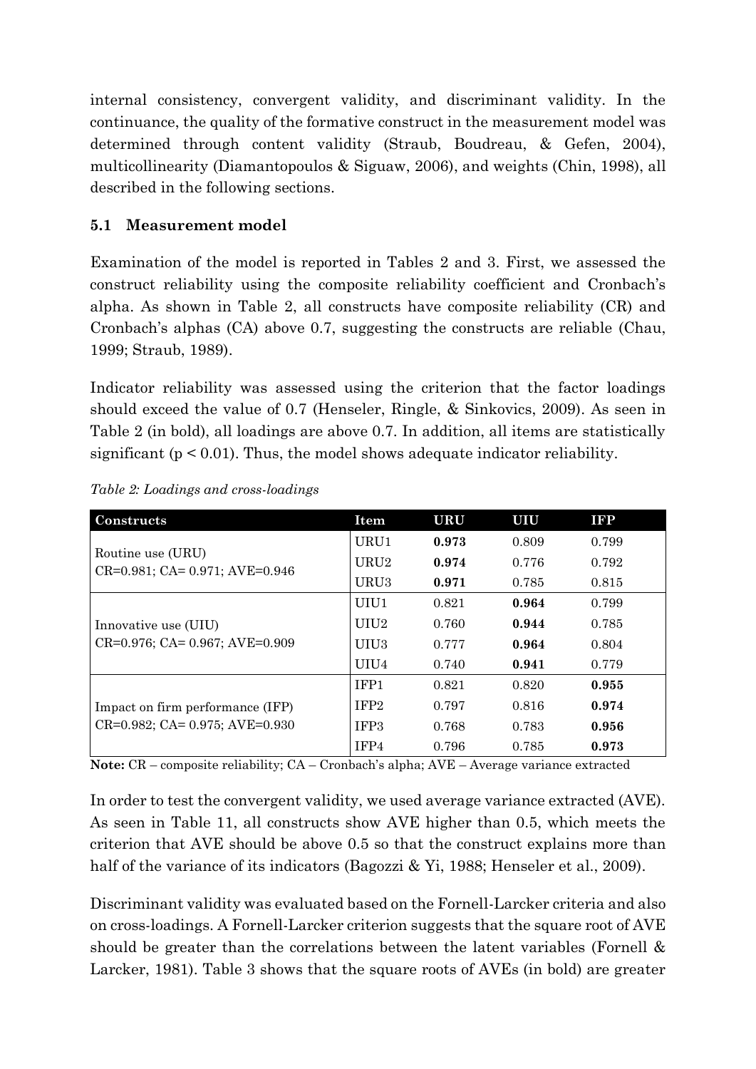internal consistency, convergent validity, and discriminant validity. In the continuance, the quality of the formative construct in the measurement model was determined through content validity (Straub, Boudreau, & Gefen, 2004), multicollinearity (Diamantopoulos & Siguaw, 2006), and weights (Chin, 1998), all described in the following sections.

## 5.1 Measurement model

Examination of the model is reported in Tables 2 and 3. First, we assessed the construct reliability using the composite reliability coefficient and Cronbach's alpha. As shown in Table 2, all constructs have composite reliability (CR) and Cronbach's alphas (CA) above 0.7, suggesting the constructs are reliable (Chau, 1999; Straub, 1989).

Indicator reliability was assessed using the criterion that the factor loadings should exceed the value of 0.7 (Henseler, Ringle, & Sinkovics, 2009). As seen in Table 2 (in bold), all loadings are above 0.7. In addition, all items are statistically significant ($p < 0.01$). Thus, the model shows adequate indicator reliability.

*Table 2: Loadings and cross-loadings*

| Constructs | Item | URU | UIU | IFP |
|---|---|---|---|---|
| Routine use (URU) CR=0.981; CA= 0.971; AVE=0.946 | URU1 | **0.973** | 0.809 | 0.799 |
| | URU2 | **0.974** | 0.776 | 0.792 |
| | URU3 | **0.971** | 0.785 | 0.815 |
| Innovative use (UIU) CR=0.976; CA= 0.967; AVE=0.909 | UIU1 | 0.821 | **0.964** | 0.799 |
| | UIU2 | 0.760 | **0.944** | 0.785 |
| | UIU3 | 0.777 | **0.964** | 0.804 |
| | UIU4 | 0.740 | **0.941** | 0.779 |
| Impact on firm performance (IFP) CR=0.982; CA= 0.975; AVE=0.930 | IFP1 | 0.821 | 0.820 | **0.955** |
| | IFP2 | 0.797 | 0.816 | **0.974** |
| | IFP3 | 0.768 | 0.783 | **0.956** |
| | IFP4 | 0.796 | 0.785 | **0.973** |

**Note:** CR – composite reliability; CA – Cronbach's alpha; AVE – Average variance extracted

In order to test the convergent validity, we used average variance extracted (AVE). As seen in Table 11, all constructs show AVE higher than 0.5, which meets the criterion that AVE should be above 0.5 so that the construct explains more than half of the variance of its indicators (Bagozzi & Yi, 1988; Henseler et al., 2009).

Discriminant validity was evaluated based on the Fornell-Larcker criteria and also on cross-loadings. A Fornell-Larcker criterion suggests that the square root of AVE should be greater than the correlations between the latent variables (Fornell & Larcker, 1981). Table 3 shows that the square roots of AVEs (in bold) are greater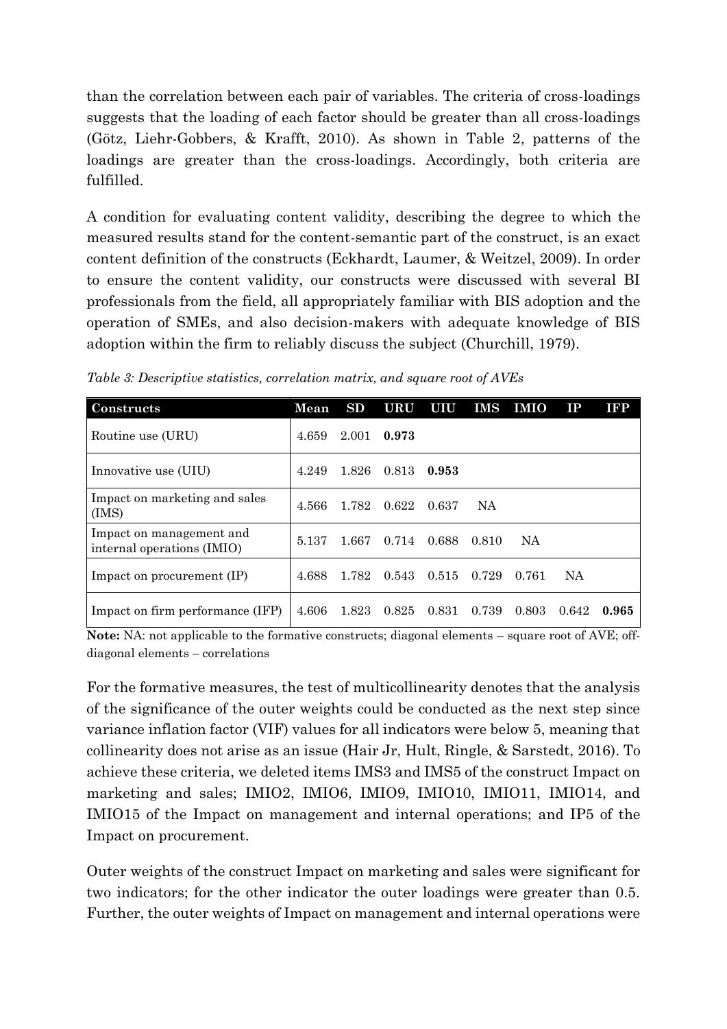than the correlation between each pair of variables. The criteria of cross-loadings suggests that the loading of each factor should be greater than all cross-loadings (Götz, Liehr-Gobbers, & Krafft, 2010). As shown in Table 2, patterns of the loadings are greater than the cross-loadings. Accordingly, both criteria are fulfilled.

A condition for evaluating content validity, describing the degree to which the measured results stand for the content-semantic part of the construct, is an exact content definition of the constructs (Eckhardt, Laumer, & Weitzel, 2009). In order to ensure the content validity, our constructs were discussed with several BI professionals from the field, all appropriately familiar with BIS adoption and the operation of SMEs, and also decision-makers with adequate knowledge of BIS adoption within the firm to reliably discuss the subject (Churchill, 1979).

*Table 3: Descriptive statistics, correlation matrix, and square root of AVEs*

| Constructs | Mean | SD | URU | UIU | IMS | IMIO | IP | IFP |
|---|---|---|---|---|---|---|---|---|
| Routine use (URU) | 4.659 | 2.001 | **0.973** | | | | | |
| Innovative use (UIU) | 4.249 | 1.826 | 0.813 | **0.953** | | | | |
| Impact on marketing and sales (IMS) | 4.566 | 1.782 | 0.622 | 0.637 | NA | | | |
| Impact on management and internal operations (IMIO) | 5.137 | 1.667 | 0.714 | 0.688 | 0.810 | NA | | |
| Impact on procurement (IP) | 4.688 | 1.782 | 0.543 | 0.515 | 0.729 | 0.761 | NA | |
| Impact on firm performance (IFP) | 4.606 | 1.823 | 0.825 | 0.831 | 0.739 | 0.803 | 0.642 | **0.965** |

**Note:** NA: not applicable to the formative constructs; diagonal elements – square root of AVE; off-diagonal elements – correlations

For the formative measures, the test of multicollinearity denotes that the analysis of the significance of the outer weights could be conducted as the next step since variance inflation factor (VIF) values for all indicators were below 5, meaning that collinearity does not arise as an issue (Hair Jr, Hult, Ringle, & Sarstedt, 2016). To achieve these criteria, we deleted items IMS3 and IMS5 of the construct Impact on marketing and sales; IMIO2, IMIO6, IMIO9, IMIO10, IMIO11, IMIO14, and IMIO15 of the Impact on management and internal operations; and IP5 of the Impact on procurement.

Outer weights of the construct Impact on marketing and sales were significant for two indicators; for the other indicator the outer loadings were greater than 0.5. Further, the outer weights of Impact on management and internal operations were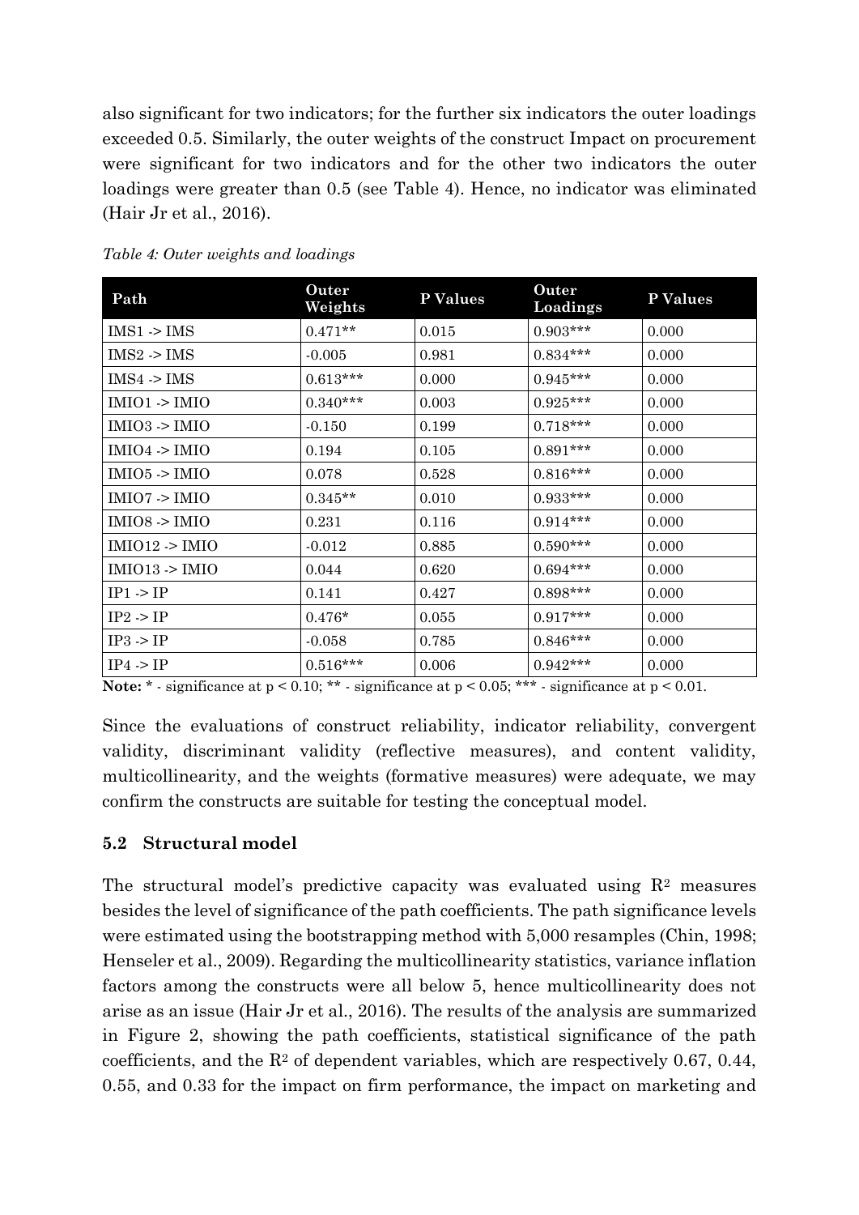also significant for two indicators; for the further six indicators the outer loadings exceeded 0.5. Similarly, the outer weights of the construct Impact on procurement were significant for two indicators and for the other two indicators the outer loadings were greater than 0.5 (see Table 4). Hence, no indicator was eliminated (Hair Jr et al., 2016).

*Table 4: Outer weights and loadings*

| Path | Outer Weights | P Values | Outer Loadings | P Values |
|---|---|---|---|---|
| IMS1 -> IMS | 0.471** | 0.015 | 0.903*** | 0.000 |
| IMS2 -> IMS | -0.005 | 0.981 | 0.834*** | 0.000 |
| IMS4 -> IMS | 0.613*** | 0.000 | 0.945*** | 0.000 |
| IMIO1 -> IMIO | 0.340*** | 0.003 | 0.925*** | 0.000 |
| IMIO3 -> IMIO | -0.150 | 0.199 | 0.718*** | 0.000 |
| IMIO4 -> IMIO | 0.194 | 0.105 | 0.891*** | 0.000 |
| IMIO5 -> IMIO | 0.078 | 0.528 | 0.816*** | 0.000 |
| IMIO7 -> IMIO | 0.345** | 0.010 | 0.933*** | 0.000 |
| IMIO8 -> IMIO | 0.231 | 0.116 | 0.914*** | 0.000 |
| IMIO12 -> IMIO | -0.012 | 0.885 | 0.590*** | 0.000 |
| IMIO13 -> IMIO | 0.044 | 0.620 | 0.694*** | 0.000 |
| IP1 -> IP | 0.141 | 0.427 | 0.898*** | 0.000 |
| IP2 -> IP | 0.476* | 0.055 | 0.917*** | 0.000 |
| IP3 -> IP | -0.058 | 0.785 | 0.846*** | 0.000 |
| IP4 -> IP | 0.516*** | 0.006 | 0.942*** | 0.000 |

**Note:** * - significance at $p < 0.10$; ** - significance at $p < 0.05$; *** - significance at $p < 0.01$.

Since the evaluations of construct reliability, indicator reliability, convergent validity, discriminant validity (reflective measures), and content validity, multicollinearity, and the weights (formative measures) were adequate, we may confirm the constructs are suitable for testing the conceptual model.

### 5.2 Structural model

The structural model's predictive capacity was evaluated using $R^2$ measures besides the level of significance of the path coefficients. The path significance levels were estimated using the bootstrapping method with 5,000 resamples (Chin, 1998; Henseler et al., 2009). Regarding the multicollinearity statistics, variance inflation factors among the constructs were all below 5, hence multicollinearity does not arise as an issue (Hair Jr et al., 2016). The results of the analysis are summarized in Figure 2, showing the path coefficients, statistical significance of the path coefficients, and the $R^2$ of dependent variables, which are respectively 0.67, 0.44, 0.55, and 0.33 for the impact on firm performance, the impact on marketing and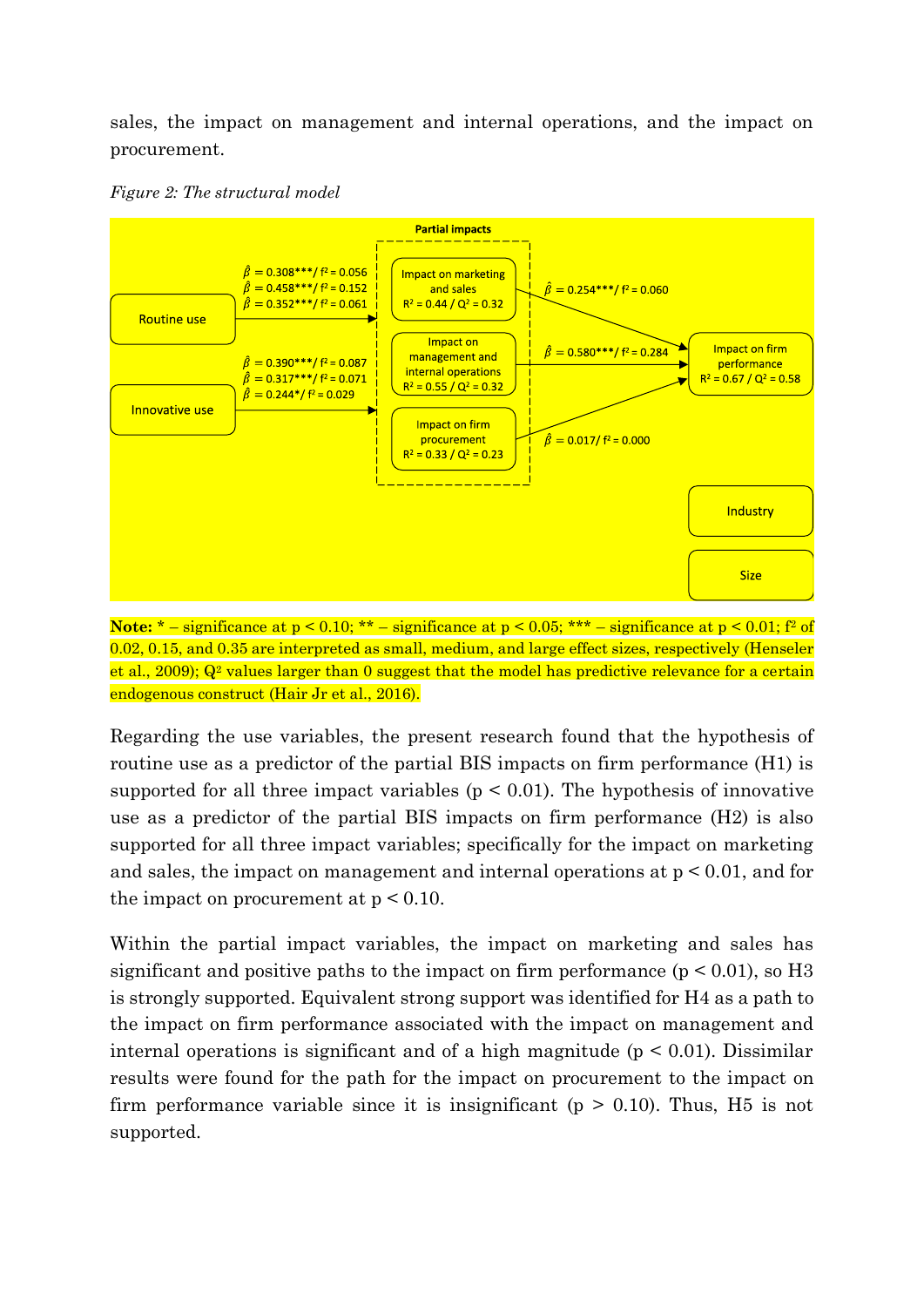sales, the impact on management and internal operations, and the impact on procurement.

*Figure 2: The structural model*

**Partial impacts**

| From | To | $\hat{\beta}$ / $f^2$ |
|---|---|---|
| Routine use | Impact on marketing and sales | $\hat{\beta} = 0.308$*** / $f^2 = 0.056$ |
| Routine use | Impact on management and internal operations | $\hat{\beta} = 0.458$*** / $f^2 = 0.152$ |
| Routine use | Impact on firm procurement | $\hat{\beta} = 0.352$*** / $f^2 = 0.061$ |
| Innovative use | Impact on marketing and sales | $\hat{\beta} = 0.390$*** / $f^2 = 0.087$ |
| Innovative use | Impact on management and internal operations | $\hat{\beta} = 0.317$*** / $f^2 = 0.071$ |
| Innovative use | Impact on firm procurement | $\hat{\beta} = 0.244$* / $f^2 = 0.029$ |
| Impact on marketing and sales ($R^2 = 0.44$ / $Q^2 = 0.32$) | Impact on firm performance | $\hat{\beta} = 0.254$*** / $f^2 = 0.060$ |
| Impact on management and internal operations ($R^2 = 0.55$ / $Q^2 = 0.32$) | Impact on firm performance | $\hat{\beta} = 0.580$*** / $f^2 = 0.284$ |
| Impact on firm procurement ($R^2 = 0.33$ / $Q^2 = 0.23$) | Impact on firm performance | $\hat{\beta} = 0.017$ / $f^2 = 0.000$ |

Impact on firm performance: $R^2 = 0.67$ / $Q^2 = 0.58$

Control variables: Industry, Size

**Note:** * – significance at $p < 0.10$; ** – significance at $p < 0.05$; *** – significance at $p < 0.01$; $f^2$ of 0.02, 0.15, and 0.35 are interpreted as small, medium, and large effect sizes, respectively (Henseler et al., 2009); $Q^2$ values larger than 0 suggest that the model has predictive relevance for a certain endogenous construct (Hair Jr et al., 2016).

Regarding the use variables, the present research found that the hypothesis of routine use as a predictor of the partial BIS impacts on firm performance (H1) is supported for all three impact variables ($p < 0.01$). The hypothesis of innovative use as a predictor of the partial BIS impacts on firm performance (H2) is also supported for all three impact variables; specifically for the impact on marketing and sales, the impact on management and internal operations at $p < 0.01$, and for the impact on procurement at $p < 0.10$.

Within the partial impact variables, the impact on marketing and sales has significant and positive paths to the impact on firm performance ($p < 0.01$), so H3 is strongly supported. Equivalent strong support was identified for H4 as a path to the impact on firm performance associated with the impact on management and internal operations is significant and of a high magnitude ($p < 0.01$). Dissimilar results were found for the path for the impact on procurement to the impact on firm performance variable since it is insignificant ($p > 0.10$). Thus, H5 is not supported.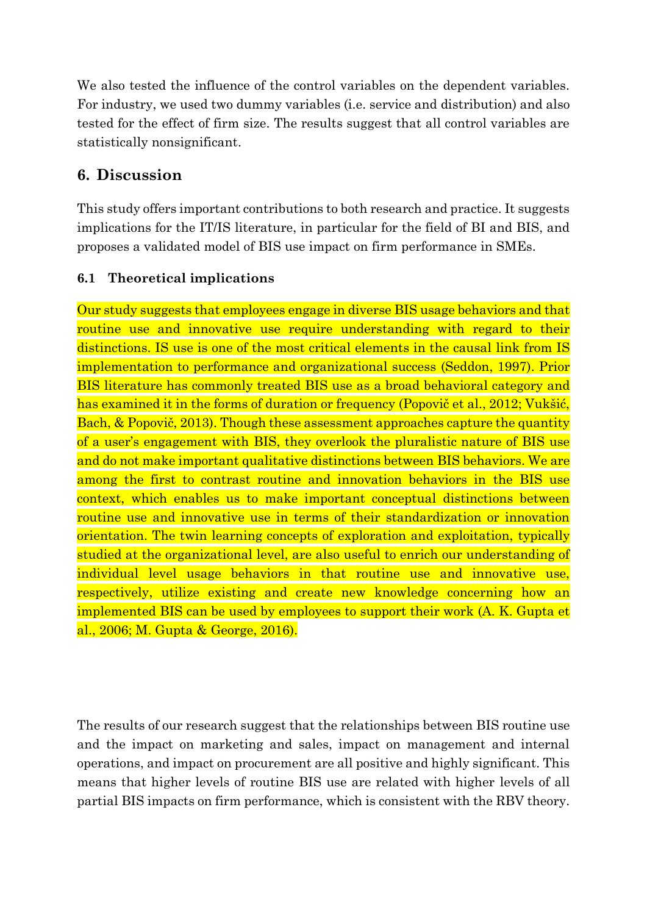We also tested the influence of the control variables on the dependent variables. For industry, we used two dummy variables (i.e. service and distribution) and also tested for the effect of firm size. The results suggest that all control variables are statistically nonsignificant.

## 6. Discussion

This study offers important contributions to both research and practice. It suggests implications for the IT/IS literature, in particular for the field of BI and BIS, and proposes a validated model of BIS use impact on firm performance in SMEs.

### 6.1 Theoretical implications

Our study suggests that employees engage in diverse BIS usage behaviors and that routine use and innovative use require understanding with regard to their distinctions. IS use is one of the most critical elements in the causal link from IS implementation to performance and organizational success (Seddon, 1997). Prior BIS literature has commonly treated BIS use as a broad behavioral category and has examined it in the forms of duration or frequency (Popovič et al., 2012; Vukšić, Bach, & Popovič, 2013). Though these assessment approaches capture the quantity of a user's engagement with BIS, they overlook the pluralistic nature of BIS use and do not make important qualitative distinctions between BIS behaviors. We are among the first to contrast routine and innovation behaviors in the BIS use context, which enables us to make important conceptual distinctions between routine use and innovative use in terms of their standardization or innovation orientation. The twin learning concepts of exploration and exploitation, typically studied at the organizational level, are also useful to enrich our understanding of individual level usage behaviors in that routine use and innovative use, respectively, utilize existing and create new knowledge concerning how an implemented BIS can be used by employees to support their work (A. K. Gupta et al., 2006; M. Gupta & George, 2016).

The results of our research suggest that the relationships between BIS routine use and the impact on marketing and sales, impact on management and internal operations, and impact on procurement are all positive and highly significant. This means that higher levels of routine BIS use are related with higher levels of all partial BIS impacts on firm performance, which is consistent with the RBV theory.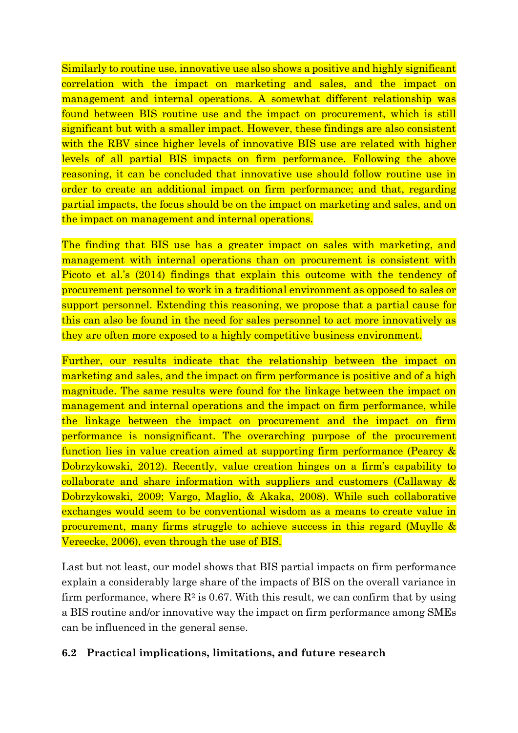Similarly to routine use, innovative use also shows a positive and highly significant correlation with the impact on marketing and sales, and the impact on management and internal operations. A somewhat different relationship was found between BIS routine use and the impact on procurement, which is still significant but with a smaller impact. However, these findings are also consistent with the RBV since higher levels of innovative BIS use are related with higher levels of all partial BIS impacts on firm performance. Following the above reasoning, it can be concluded that innovative use should follow routine use in order to create an additional impact on firm performance; and that, regarding partial impacts, the focus should be on the impact on marketing and sales, and on the impact on management and internal operations.

The finding that BIS use has a greater impact on sales with marketing, and management with internal operations than on procurement is consistent with Picoto et al.'s (2014) findings that explain this outcome with the tendency of procurement personnel to work in a traditional environment as opposed to sales or support personnel. Extending this reasoning, we propose that a partial cause for this can also be found in the need for sales personnel to act more innovatively as they are often more exposed to a highly competitive business environment.

Further, our results indicate that the relationship between the impact on marketing and sales, and the impact on firm performance is positive and of a high magnitude. The same results were found for the linkage between the impact on management and internal operations and the impact on firm performance, while the linkage between the impact on procurement and the impact on firm performance is nonsignificant. The overarching purpose of the procurement function lies in value creation aimed at supporting firm performance (Pearcy & Dobrzykowski, 2012). Recently, value creation hinges on a firm's capability to collaborate and share information with suppliers and customers (Callaway & Dobrzykowski, 2009; Vargo, Maglio, & Akaka, 2008). While such collaborative exchanges would seem to be conventional wisdom as a means to create value in procurement, many firms struggle to achieve success in this regard (Muylle & Vereecke, 2006), even through the use of BIS.

Last but not least, our model shows that BIS partial impacts on firm performance explain a considerably large share of the impacts of BIS on the overall variance in firm performance, where $R^2$ is 0.67. With this result, we can confirm that by using a BIS routine and/or innovative way the impact on firm performance among SMEs can be influenced in the general sense.

### 6.2 Practical implications, limitations, and future research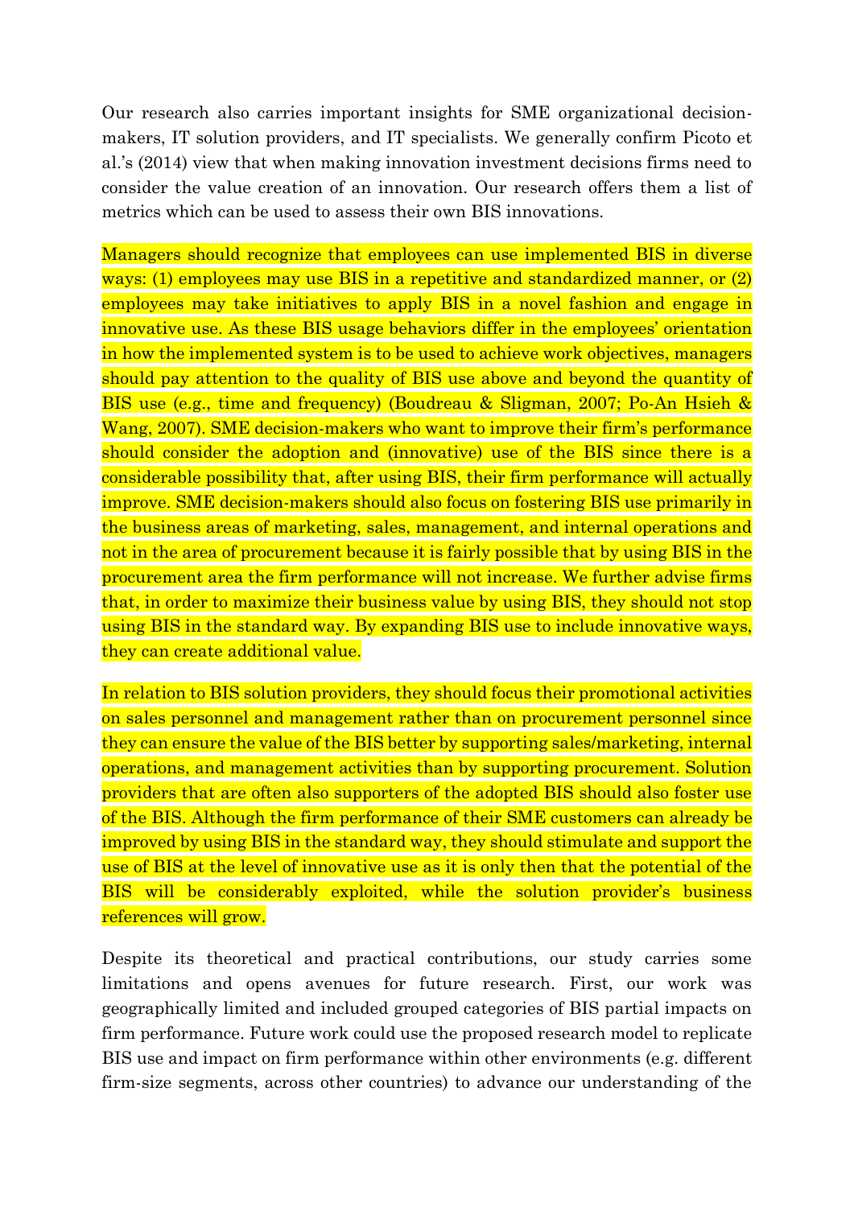Our research also carries important insights for SME organizational decision-makers, IT solution providers, and IT specialists. We generally confirm Picoto et al.'s (2014) view that when making innovation investment decisions firms need to consider the value creation of an innovation. Our research offers them a list of metrics which can be used to assess their own BIS innovations.

Managers should recognize that employees can use implemented BIS in diverse ways: (1) employees may use BIS in a repetitive and standardized manner, or (2) employees may take initiatives to apply BIS in a novel fashion and engage in innovative use. As these BIS usage behaviors differ in the employees' orientation in how the implemented system is to be used to achieve work objectives, managers should pay attention to the quality of BIS use above and beyond the quantity of BIS use (e.g., time and frequency) (Boudreau & Sligman, 2007; Po-An Hsieh & Wang, 2007). SME decision-makers who want to improve their firm's performance should consider the adoption and (innovative) use of the BIS since there is a considerable possibility that, after using BIS, their firm performance will actually improve. SME decision-makers should also focus on fostering BIS use primarily in the business areas of marketing, sales, management, and internal operations and not in the area of procurement because it is fairly possible that by using BIS in the procurement area the firm performance will not increase. We further advise firms that, in order to maximize their business value by using BIS, they should not stop using BIS in the standard way. By expanding BIS use to include innovative ways, they can create additional value.

In relation to BIS solution providers, they should focus their promotional activities on sales personnel and management rather than on procurement personnel since they can ensure the value of the BIS better by supporting sales/marketing, internal operations, and management activities than by supporting procurement. Solution providers that are often also supporters of the adopted BIS should also foster use of the BIS. Although the firm performance of their SME customers can already be improved by using BIS in the standard way, they should stimulate and support the use of BIS at the level of innovative use as it is only then that the potential of the BIS will be considerably exploited, while the solution provider's business references will grow.

Despite its theoretical and practical contributions, our study carries some limitations and opens avenues for future research. First, our work was geographically limited and included grouped categories of BIS partial impacts on firm performance. Future work could use the proposed research model to replicate BIS use and impact on firm performance within other environments (e.g. different firm-size segments, across other countries) to advance our understanding of the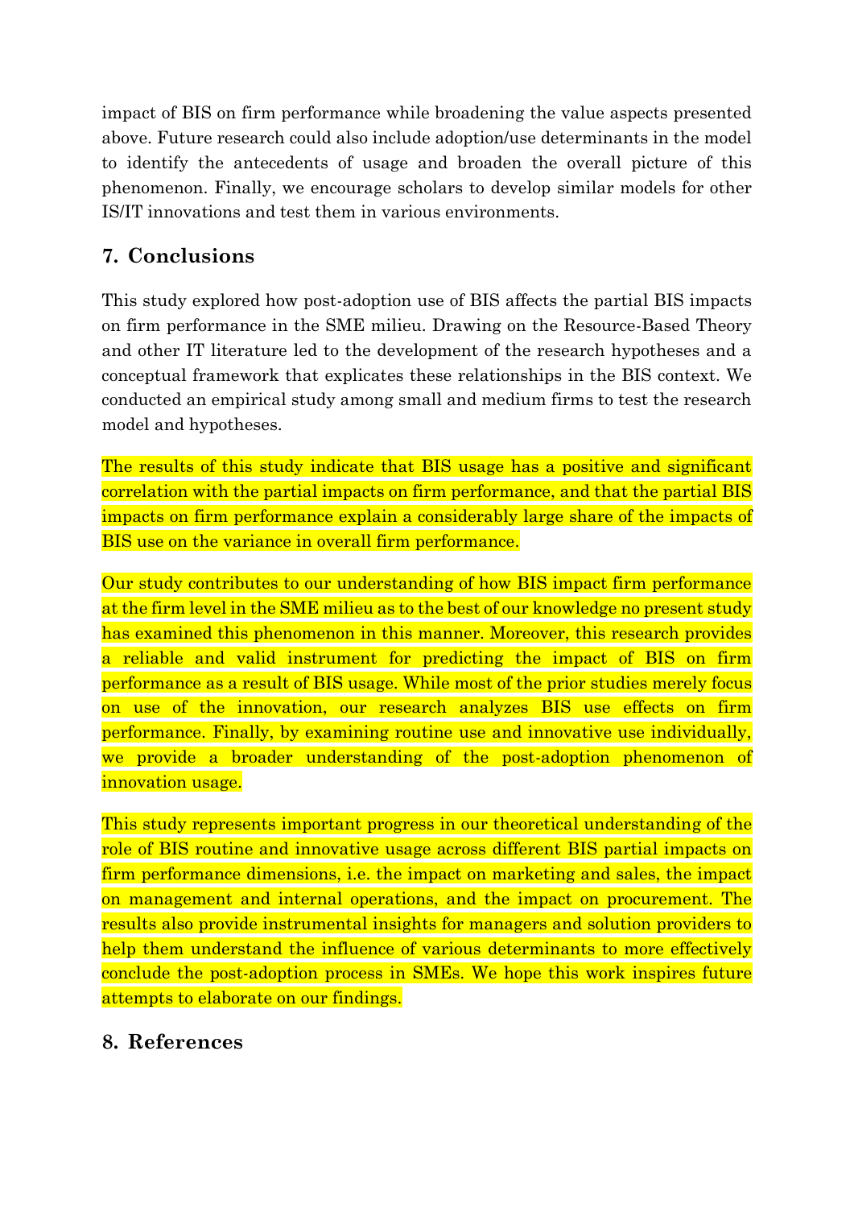impact of BIS on firm performance while broadening the value aspects presented above. Future research could also include adoption/use determinants in the model to identify the antecedents of usage and broaden the overall picture of this phenomenon. Finally, we encourage scholars to develop similar models for other IS/IT innovations and test them in various environments.

## 7. Conclusions

This study explored how post-adoption use of BIS affects the partial BIS impacts on firm performance in the SME milieu. Drawing on the Resource-Based Theory and other IT literature led to the development of the research hypotheses and a conceptual framework that explicates these relationships in the BIS context. We conducted an empirical study among small and medium firms to test the research model and hypotheses.

The results of this study indicate that BIS usage has a positive and significant correlation with the partial impacts on firm performance, and that the partial BIS impacts on firm performance explain a considerably large share of the impacts of BIS use on the variance in overall firm performance.

Our study contributes to our understanding of how BIS impact firm performance at the firm level in the SME milieu as to the best of our knowledge no present study has examined this phenomenon in this manner. Moreover, this research provides a reliable and valid instrument for predicting the impact of BIS on firm performance as a result of BIS usage. While most of the prior studies merely focus on use of the innovation, our research analyzes BIS use effects on firm performance. Finally, by examining routine use and innovative use individually, we provide a broader understanding of the post-adoption phenomenon of innovation usage.

This study represents important progress in our theoretical understanding of the role of BIS routine and innovative usage across different BIS partial impacts on firm performance dimensions, i.e. the impact on marketing and sales, the impact on management and internal operations, and the impact on procurement. The results also provide instrumental insights for managers and solution providers to help them understand the influence of various determinants to more effectively conclude the post-adoption process in SMEs. We hope this work inspires future attempts to elaborate on our findings.

## 8. References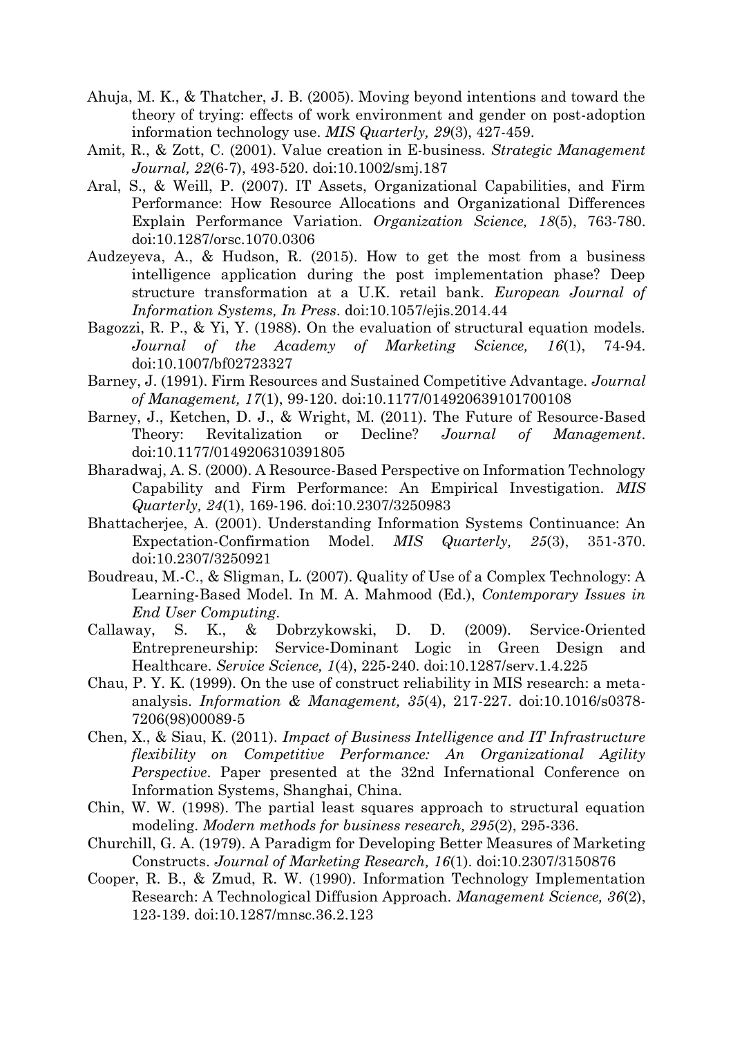Ahuja, M. K., & Thatcher, J. B. (2005). Moving beyond intentions and toward the theory of trying: effects of work environment and gender on post-adoption information technology use. *MIS Quarterly, 29*(3), 427-459.

Amit, R., & Zott, C. (2001). Value creation in E-business. *Strategic Management Journal, 22*(6-7), 493-520. doi:10.1002/smj.187

Aral, S., & Weill, P. (2007). IT Assets, Organizational Capabilities, and Firm Performance: How Resource Allocations and Organizational Differences Explain Performance Variation. *Organization Science, 18*(5), 763-780. doi:10.1287/orsc.1070.0306

Audzeyeva, A., & Hudson, R. (2015). How to get the most from a business intelligence application during the post implementation phase? Deep structure transformation at a U.K. retail bank. *European Journal of Information Systems, In Press*. doi:10.1057/ejis.2014.44

Bagozzi, R. P., & Yi, Y. (1988). On the evaluation of structural equation models. *Journal of the Academy of Marketing Science, 16*(1), 74-94. doi:10.1007/bf02723327

Barney, J. (1991). Firm Resources and Sustained Competitive Advantage. *Journal of Management, 17*(1), 99-120. doi:10.1177/014920639101700108

Barney, J., Ketchen, D. J., & Wright, M. (2011). The Future of Resource-Based Theory: Revitalization or Decline? *Journal of Management*. doi:10.1177/0149206310391805

Bharadwaj, A. S. (2000). A Resource-Based Perspective on Information Technology Capability and Firm Performance: An Empirical Investigation. *MIS Quarterly, 24*(1), 169-196. doi:10.2307/3250983

Bhattacherjee, A. (2001). Understanding Information Systems Continuance: An Expectation-Confirmation Model. *MIS Quarterly, 25*(3), 351-370. doi:10.2307/3250921

Boudreau, M.-C., & Sligman, L. (2007). Quality of Use of a Complex Technology: A Learning-Based Model. In M. A. Mahmood (Ed.), *Contemporary Issues in End User Computing*.

Callaway, S. K., & Dobrzykowski, D. D. (2009). Service-Oriented Entrepreneurship: Service-Dominant Logic in Green Design and Healthcare. *Service Science, 1*(4), 225-240. doi:10.1287/serv.1.4.225

Chau, P. Y. K. (1999). On the use of construct reliability in MIS research: a meta-analysis. *Information & Management, 35*(4), 217-227. doi:10.1016/s0378-7206(98)00089-5

Chen, X., & Siau, K. (2011). *Impact of Business Intelligence and IT Infrastructure flexibility on Competitive Performance: An Organizational Agility Perspective*. Paper presented at the 32nd Infernational Conference on Information Systems, Shanghai, China.

Chin, W. W. (1998). The partial least squares approach to structural equation modeling. *Modern methods for business research, 295*(2), 295-336.

Churchill, G. A. (1979). A Paradigm for Developing Better Measures of Marketing Constructs. *Journal of Marketing Research, 16*(1). doi:10.2307/3150876

Cooper, R. B., & Zmud, R. W. (1990). Information Technology Implementation Research: A Technological Diffusion Approach. *Management Science, 36*(2), 123-139. doi:10.1287/mnsc.36.2.123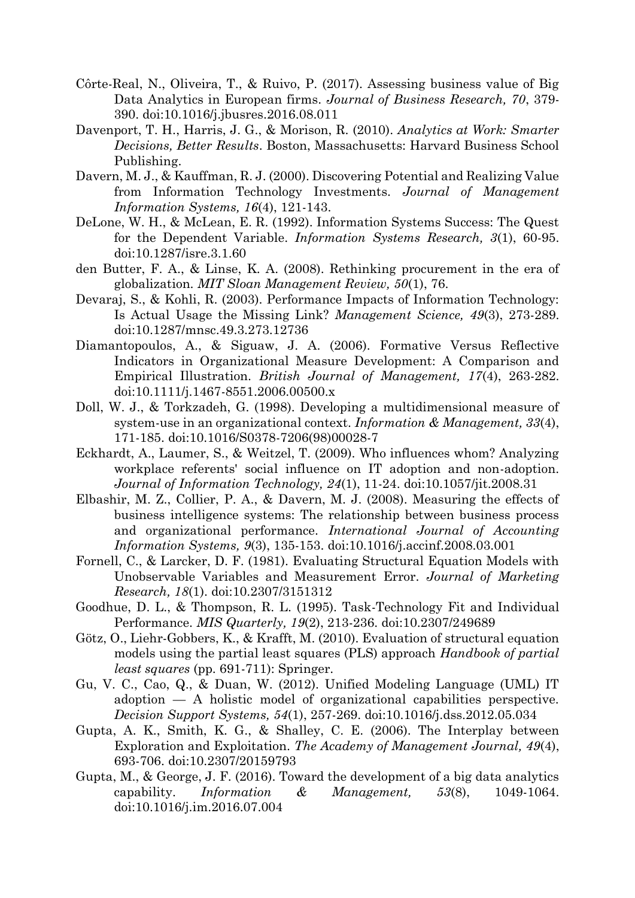Côrte-Real, N., Oliveira, T., & Ruivo, P. (2017). Assessing business value of Big Data Analytics in European firms. *Journal of Business Research, 70*, 379-390. doi:10.1016/j.jbusres.2016.08.011

Davenport, T. H., Harris, J. G., & Morison, R. (2010). *Analytics at Work: Smarter Decisions, Better Results*. Boston, Massachusetts: Harvard Business School Publishing.

Davern, M. J., & Kauffman, R. J. (2000). Discovering Potential and Realizing Value from Information Technology Investments. *Journal of Management Information Systems, 16*(4), 121-143.

DeLone, W. H., & McLean, E. R. (1992). Information Systems Success: The Quest for the Dependent Variable. *Information Systems Research, 3*(1), 60-95. doi:10.1287/isre.3.1.60

den Butter, F. A., & Linse, K. A. (2008). Rethinking procurement in the era of globalization. *MIT Sloan Management Review, 50*(1), 76.

Devaraj, S., & Kohli, R. (2003). Performance Impacts of Information Technology: Is Actual Usage the Missing Link? *Management Science, 49*(3), 273-289. doi:10.1287/mnsc.49.3.273.12736

Diamantopoulos, A., & Siguaw, J. A. (2006). Formative Versus Reflective Indicators in Organizational Measure Development: A Comparison and Empirical Illustration. *British Journal of Management, 17*(4), 263-282. doi:10.1111/j.1467-8551.2006.00500.x

Doll, W. J., & Torkzadeh, G. (1998). Developing a multidimensional measure of system-use in an organizational context. *Information & Management, 33*(4), 171-185. doi:10.1016/S0378-7206(98)00028-7

Eckhardt, A., Laumer, S., & Weitzel, T. (2009). Who influences whom? Analyzing workplace referents' social influence on IT adoption and non-adoption. *Journal of Information Technology, 24*(1), 11-24. doi:10.1057/jit.2008.31

Elbashir, M. Z., Collier, P. A., & Davern, M. J. (2008). Measuring the effects of business intelligence systems: The relationship between business process and organizational performance. *International Journal of Accounting Information Systems, 9*(3), 135-153. doi:10.1016/j.accinf.2008.03.001

Fornell, C., & Larcker, D. F. (1981). Evaluating Structural Equation Models with Unobservable Variables and Measurement Error. *Journal of Marketing Research, 18*(1). doi:10.2307/3151312

Goodhue, D. L., & Thompson, R. L. (1995). Task-Technology Fit and Individual Performance. *MIS Quarterly, 19*(2), 213-236. doi:10.2307/249689

Götz, O., Liehr-Gobbers, K., & Krafft, M. (2010). Evaluation of structural equation models using the partial least squares (PLS) approach *Handbook of partial least squares* (pp. 691-711): Springer.

Gu, V. C., Cao, Q., & Duan, W. (2012). Unified Modeling Language (UML) IT adoption — A holistic model of organizational capabilities perspective. *Decision Support Systems, 54*(1), 257-269. doi:10.1016/j.dss.2012.05.034

Gupta, A. K., Smith, K. G., & Shalley, C. E. (2006). The Interplay between Exploration and Exploitation. *The Academy of Management Journal, 49*(4), 693-706. doi:10.2307/20159793

Gupta, M., & George, J. F. (2016). Toward the development of a big data analytics capability. *Information & Management, 53*(8), 1049-1064. doi:10.1016/j.im.2016.07.004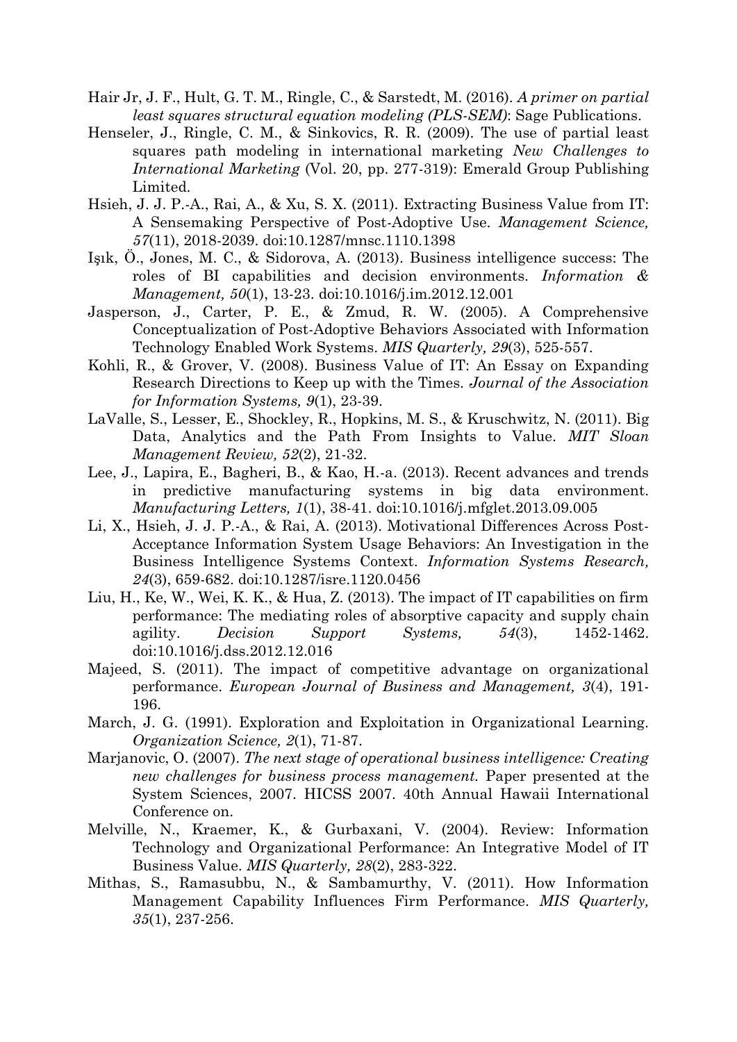Hair Jr, J. F., Hult, G. T. M., Ringle, C., & Sarstedt, M. (2016). *A primer on partial least squares structural equation modeling (PLS-SEM)*: Sage Publications.

Henseler, J., Ringle, C. M., & Sinkovics, R. R. (2009). The use of partial least squares path modeling in international marketing *New Challenges to International Marketing* (Vol. 20, pp. 277-319): Emerald Group Publishing Limited.

Hsieh, J. J. P.-A., Rai, A., & Xu, S. X. (2011). Extracting Business Value from IT: A Sensemaking Perspective of Post-Adoptive Use. *Management Science, 57*(11), 2018-2039. doi:10.1287/mnsc.1110.1398

Işık, Ö., Jones, M. C., & Sidorova, A. (2013). Business intelligence success: The roles of BI capabilities and decision environments. *Information & Management, 50*(1), 13-23. doi:10.1016/j.im.2012.12.001

Jasperson, J., Carter, P. E., & Zmud, R. W. (2005). A Comprehensive Conceptualization of Post-Adoptive Behaviors Associated with Information Technology Enabled Work Systems. *MIS Quarterly, 29*(3), 525-557.

Kohli, R., & Grover, V. (2008). Business Value of IT: An Essay on Expanding Research Directions to Keep up with the Times. *Journal of the Association for Information Systems, 9*(1), 23-39.

LaValle, S., Lesser, E., Shockley, R., Hopkins, M. S., & Kruschwitz, N. (2011). Big Data, Analytics and the Path From Insights to Value. *MIT Sloan Management Review, 52*(2), 21-32.

Lee, J., Lapira, E., Bagheri, B., & Kao, H.-a. (2013). Recent advances and trends in predictive manufacturing systems in big data environment. *Manufacturing Letters, 1*(1), 38-41. doi:10.1016/j.mfglet.2013.09.005

Li, X., Hsieh, J. J. P.-A., & Rai, A. (2013). Motivational Differences Across Post-Acceptance Information System Usage Behaviors: An Investigation in the Business Intelligence Systems Context. *Information Systems Research, 24*(3), 659-682. doi:10.1287/isre.1120.0456

Liu, H., Ke, W., Wei, K. K., & Hua, Z. (2013). The impact of IT capabilities on firm performance: The mediating roles of absorptive capacity and supply chain agility. *Decision Support Systems, 54*(3), 1452-1462. doi:10.1016/j.dss.2012.12.016

Majeed, S. (2011). The impact of competitive advantage on organizational performance. *European Journal of Business and Management, 3*(4), 191-196.

March, J. G. (1991). Exploration and Exploitation in Organizational Learning. *Organization Science, 2*(1), 71-87.

Marjanovic, O. (2007). *The next stage of operational business intelligence: Creating new challenges for business process management.* Paper presented at the System Sciences, 2007. HICSS 2007. 40th Annual Hawaii International Conference on.

Melville, N., Kraemer, K., & Gurbaxani, V. (2004). Review: Information Technology and Organizational Performance: An Integrative Model of IT Business Value. *MIS Quarterly, 28*(2), 283-322.

Mithas, S., Ramasubbu, N., & Sambamurthy, V. (2011). How Information Management Capability Influences Firm Performance. *MIS Quarterly, 35*(1), 237-256.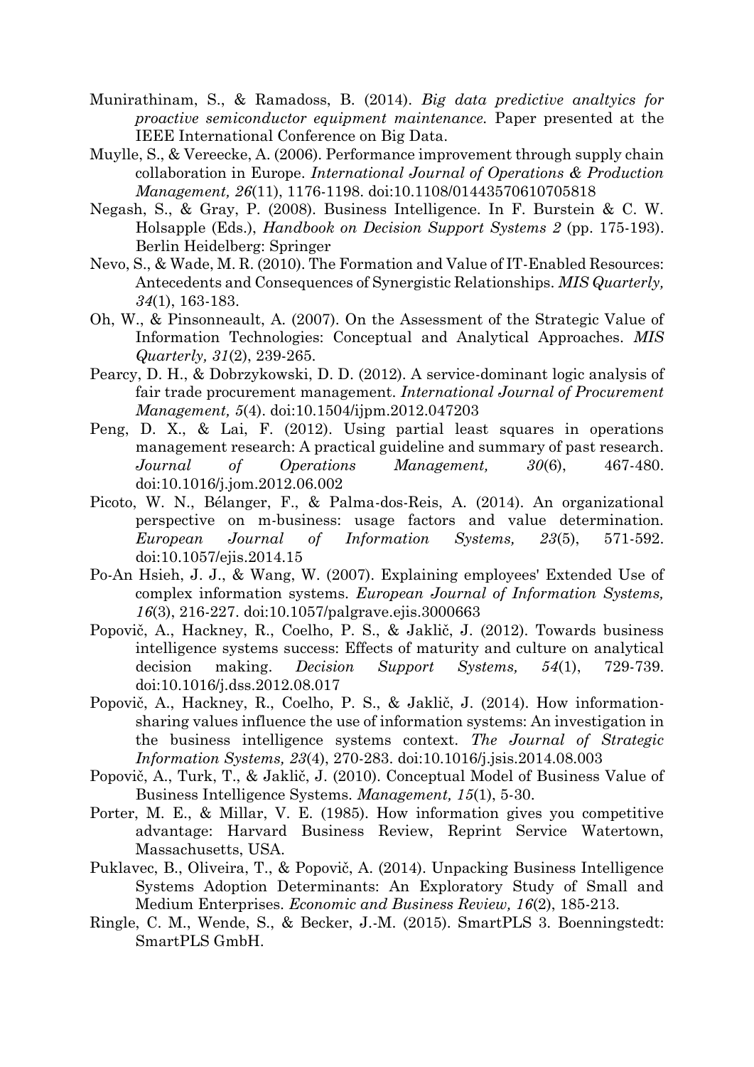Munirathinam, S., & Ramadoss, B. (2014). *Big data predictive analtyics for proactive semiconductor equipment maintenance.* Paper presented at the IEEE International Conference on Big Data.

Muylle, S., & Vereecke, A. (2006). Performance improvement through supply chain collaboration in Europe. *International Journal of Operations & Production Management, 26*(11), 1176-1198. doi:10.1108/01443570610705818

Negash, S., & Gray, P. (2008). Business Intelligence. In F. Burstein & C. W. Holsapple (Eds.), *Handbook on Decision Support Systems 2* (pp. 175-193). Berlin Heidelberg: Springer

Nevo, S., & Wade, M. R. (2010). The Formation and Value of IT-Enabled Resources: Antecedents and Consequences of Synergistic Relationships. *MIS Quarterly, 34*(1), 163-183.

Oh, W., & Pinsonneault, A. (2007). On the Assessment of the Strategic Value of Information Technologies: Conceptual and Analytical Approaches. *MIS Quarterly, 31*(2), 239-265.

Pearcy, D. H., & Dobrzykowski, D. D. (2012). A service-dominant logic analysis of fair trade procurement management. *International Journal of Procurement Management, 5*(4). doi:10.1504/ijpm.2012.047203

Peng, D. X., & Lai, F. (2012). Using partial least squares in operations management research: A practical guideline and summary of past research. *Journal of Operations Management, 30*(6), 467-480. doi:10.1016/j.jom.2012.06.002

Picoto, W. N., Bélanger, F., & Palma-dos-Reis, A. (2014). An organizational perspective on m-business: usage factors and value determination. *European Journal of Information Systems, 23*(5), 571-592. doi:10.1057/ejis.2014.15

Po-An Hsieh, J. J., & Wang, W. (2007). Explaining employees' Extended Use of complex information systems. *European Journal of Information Systems, 16*(3), 216-227. doi:10.1057/palgrave.ejis.3000663

Popovič, A., Hackney, R., Coelho, P. S., & Jaklič, J. (2012). Towards business intelligence systems success: Effects of maturity and culture on analytical decision making. *Decision Support Systems, 54*(1), 729-739. doi:10.1016/j.dss.2012.08.017

Popovič, A., Hackney, R., Coelho, P. S., & Jaklič, J. (2014). How information-sharing values influence the use of information systems: An investigation in the business intelligence systems context. *The Journal of Strategic Information Systems, 23*(4), 270-283. doi:10.1016/j.jsis.2014.08.003

Popovič, A., Turk, T., & Jaklič, J. (2010). Conceptual Model of Business Value of Business Intelligence Systems. *Management, 15*(1), 5-30.

Porter, M. E., & Millar, V. E. (1985). How information gives you competitive advantage: Harvard Business Review, Reprint Service Watertown, Massachusetts, USA.

Puklavec, B., Oliveira, T., & Popovič, A. (2014). Unpacking Business Intelligence Systems Adoption Determinants: An Exploratory Study of Small and Medium Enterprises. *Economic and Business Review, 16*(2), 185-213.

Ringle, C. M., Wende, S., & Becker, J.-M. (2015). SmartPLS 3. Boenningstedt: SmartPLS GmbH.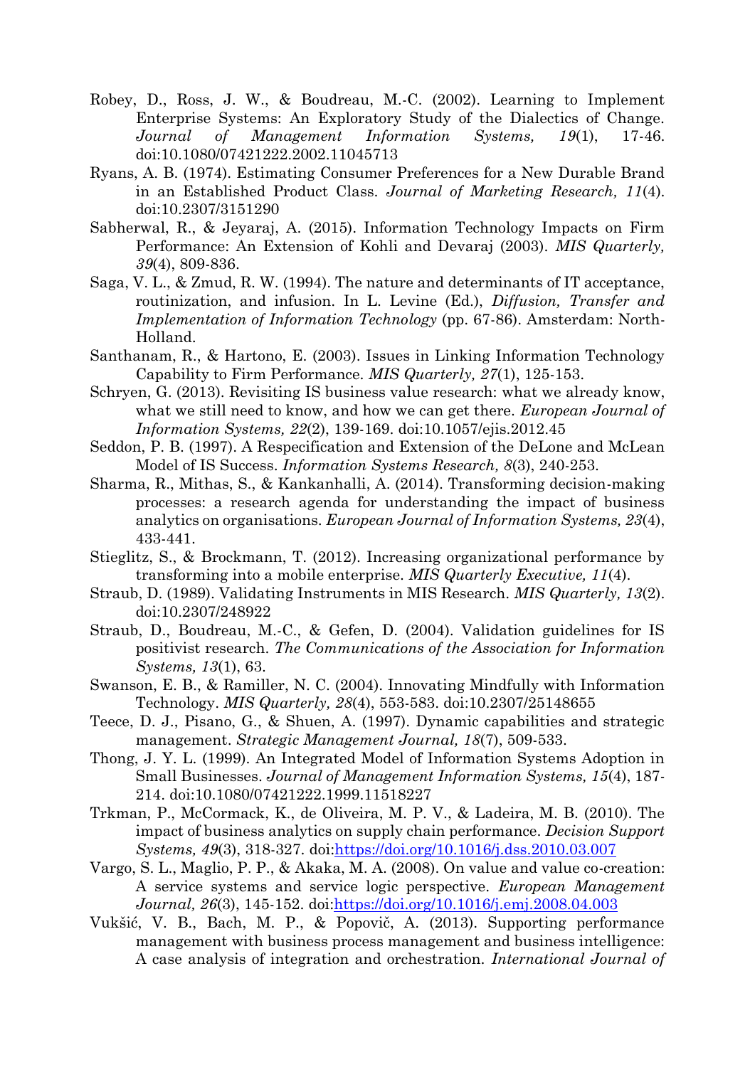Robey, D., Ross, J. W., & Boudreau, M.-C. (2002). Learning to Implement Enterprise Systems: An Exploratory Study of the Dialectics of Change. *Journal of Management Information Systems, 19*(1), 17-46. doi:10.1080/07421222.2002.11045713

Ryans, A. B. (1974). Estimating Consumer Preferences for a New Durable Brand in an Established Product Class. *Journal of Marketing Research, 11*(4). doi:10.2307/3151290

Sabherwal, R., & Jeyaraj, A. (2015). Information Technology Impacts on Firm Performance: An Extension of Kohli and Devaraj (2003). *MIS Quarterly, 39*(4), 809-836.

Saga, V. L., & Zmud, R. W. (1994). The nature and determinants of IT acceptance, routinization, and infusion. In L. Levine (Ed.), *Diffusion, Transfer and Implementation of Information Technology* (pp. 67-86). Amsterdam: North-Holland.

Santhanam, R., & Hartono, E. (2003). Issues in Linking Information Technology Capability to Firm Performance. *MIS Quarterly, 27*(1), 125-153.

Schryen, G. (2013). Revisiting IS business value research: what we already know, what we still need to know, and how we can get there. *European Journal of Information Systems, 22*(2), 139-169. doi:10.1057/ejis.2012.45

Seddon, P. B. (1997). A Respecification and Extension of the DeLone and McLean Model of IS Success. *Information Systems Research, 8*(3), 240-253.

Sharma, R., Mithas, S., & Kankanhalli, A. (2014). Transforming decision-making processes: a research agenda for understanding the impact of business analytics on organisations. *European Journal of Information Systems, 23*(4), 433-441.

Stieglitz, S., & Brockmann, T. (2012). Increasing organizational performance by transforming into a mobile enterprise. *MIS Quarterly Executive, 11*(4).

Straub, D. (1989). Validating Instruments in MIS Research. *MIS Quarterly, 13*(2). doi:10.2307/248922

Straub, D., Boudreau, M.-C., & Gefen, D. (2004). Validation guidelines for IS positivist research. *The Communications of the Association for Information Systems, 13*(1), 63.

Swanson, E. B., & Ramiller, N. C. (2004). Innovating Mindfully with Information Technology. *MIS Quarterly, 28*(4), 553-583. doi:10.2307/25148655

Teece, D. J., Pisano, G., & Shuen, A. (1997). Dynamic capabilities and strategic management. *Strategic Management Journal, 18*(7), 509-533.

Thong, J. Y. L. (1999). An Integrated Model of Information Systems Adoption in Small Businesses. *Journal of Management Information Systems, 15*(4), 187-214. doi:10.1080/07421222.1999.11518227

Trkman, P., McCormack, K., de Oliveira, M. P. V., & Ladeira, M. B. (2010). The impact of business analytics on supply chain performance. *Decision Support Systems, 49*(3), 318-327. doi:https://doi.org/10.1016/j.dss.2010.03.007

Vargo, S. L., Maglio, P. P., & Akaka, M. A. (2008). On value and value co-creation: A service systems and service logic perspective. *European Management Journal, 26*(3), 145-152. doi:https://doi.org/10.1016/j.emj.2008.04.003

Vukšić, V. B., Bach, M. P., & Popovič, A. (2013). Supporting performance management with business process management and business intelligence: A case analysis of integration and orchestration. *International Journal of*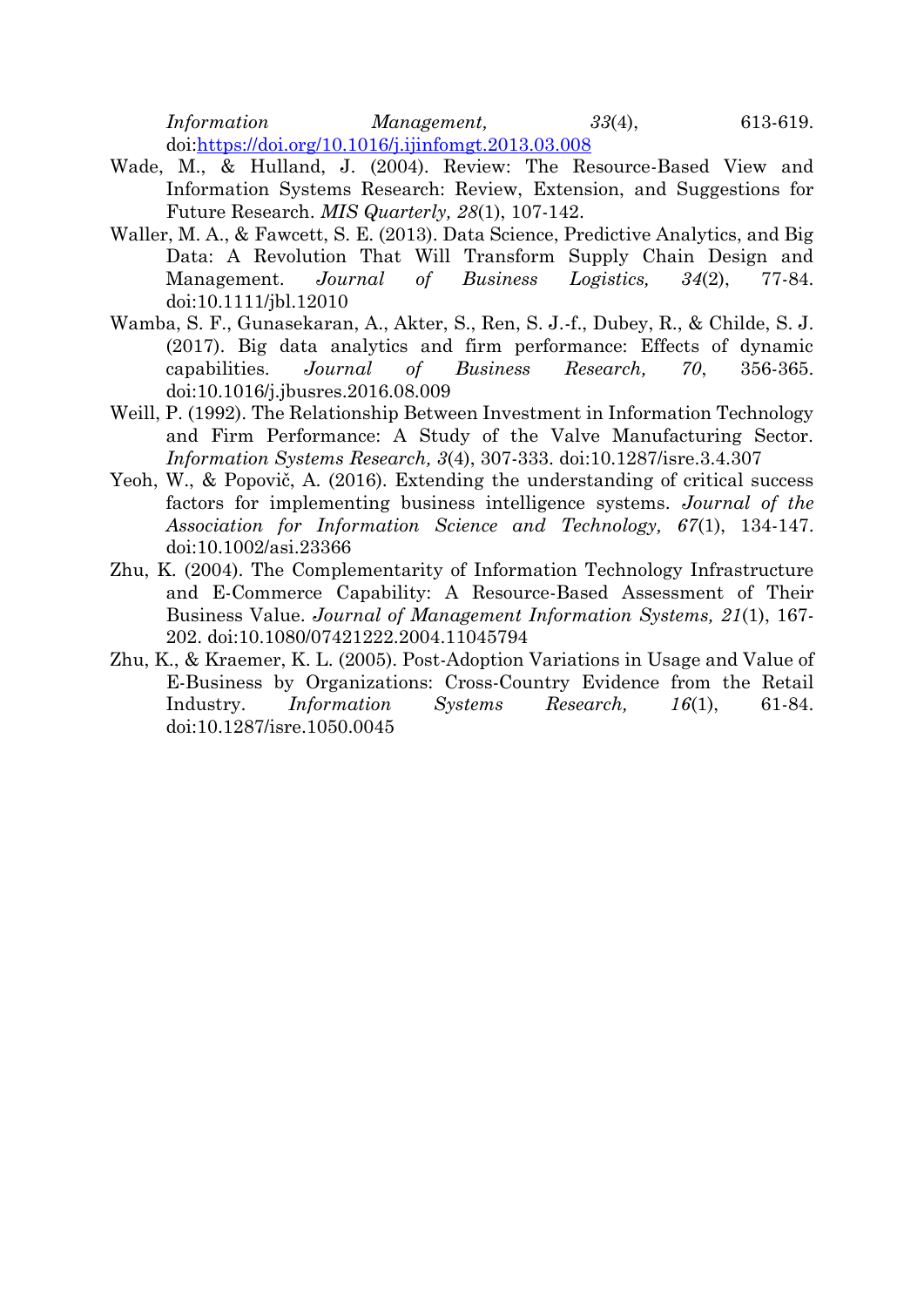*Information Management, 33*(4), 613-619. doi:https://doi.org/10.1016/j.ijinfomgt.2013.03.008

Wade, M., & Hulland, J. (2004). Review: The Resource-Based View and Information Systems Research: Review, Extension, and Suggestions for Future Research. *MIS Quarterly, 28*(1), 107-142.

Waller, M. A., & Fawcett, S. E. (2013). Data Science, Predictive Analytics, and Big Data: A Revolution That Will Transform Supply Chain Design and Management. *Journal of Business Logistics, 34*(2), 77-84. doi:10.1111/jbl.12010

Wamba, S. F., Gunasekaran, A., Akter, S., Ren, S. J.-f., Dubey, R., & Childe, S. J. (2017). Big data analytics and firm performance: Effects of dynamic capabilities. *Journal of Business Research, 70*, 356-365. doi:10.1016/j.jbusres.2016.08.009

Weill, P. (1992). The Relationship Between Investment in Information Technology and Firm Performance: A Study of the Valve Manufacturing Sector. *Information Systems Research, 3*(4), 307-333. doi:10.1287/isre.3.4.307

Yeoh, W., & Popovič, A. (2016). Extending the understanding of critical success factors for implementing business intelligence systems. *Journal of the Association for Information Science and Technology, 67*(1), 134-147. doi:10.1002/asi.23366

Zhu, K. (2004). The Complementarity of Information Technology Infrastructure and E-Commerce Capability: A Resource-Based Assessment of Their Business Value. *Journal of Management Information Systems, 21*(1), 167-202. doi:10.1080/07421222.2004.11045794

Zhu, K., & Kraemer, K. L. (2005). Post-Adoption Variations in Usage and Value of E-Business by Organizations: Cross-Country Evidence from the Retail Industry. *Information Systems Research, 16*(1), 61-84. doi:10.1287/isre.1050.0045